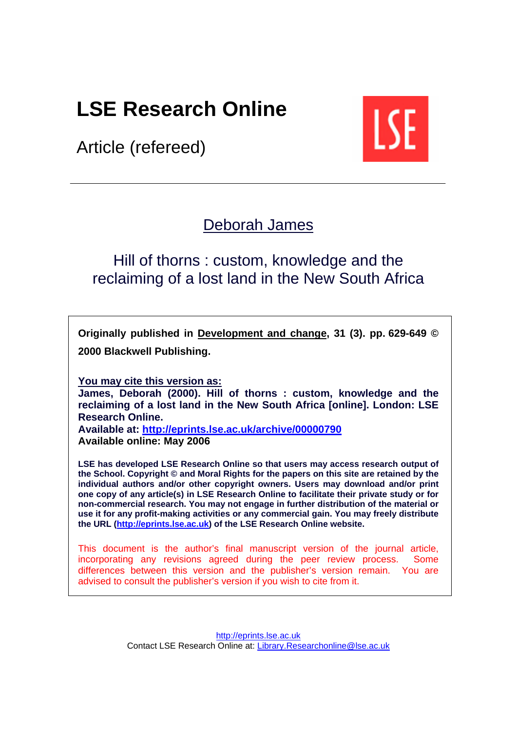# LSE Research Online

Article (refereed)

---

Deborah James

## Hill of thorns : custom, knowledge and the reclaiming of a lost land in the New South Africa

**Originally published in Development and change, 31 (3). pp. 629-649 © 2000 Blackwell Publishing.**

**You may cite this version as:**
**James, Deborah (2000). Hill of thorns : custom, knowledge and the reclaiming of a lost land in the New South Africa [online]. London: LSE Research Online.**
**Available at: http://eprints.lse.ac.uk/archive/00000790**
**Available online: May 2006**

**LSE has developed LSE Research Online so that users may access research output of the School. Copyright © and Moral Rights for the papers on this site are retained by the individual authors and/or other copyright owners. Users may download and/or print one copy of any article(s) in LSE Research Online to facilitate their private study or for non-commercial research. You may not engage in further distribution of the material or use it for any profit-making activities or any commercial gain. You may freely distribute the URL (http://eprints.lse.ac.uk) of the LSE Research Online website.**

This document is the author's final manuscript version of the journal article, incorporating any revisions agreed during the peer review process. Some differences between this version and the publisher's version remain. You are advised to consult the publisher's version if you wish to cite from it.

http://eprints.lse.ac.uk
Contact LSE Research Online at: Library.Researchonline@lse.ac.uk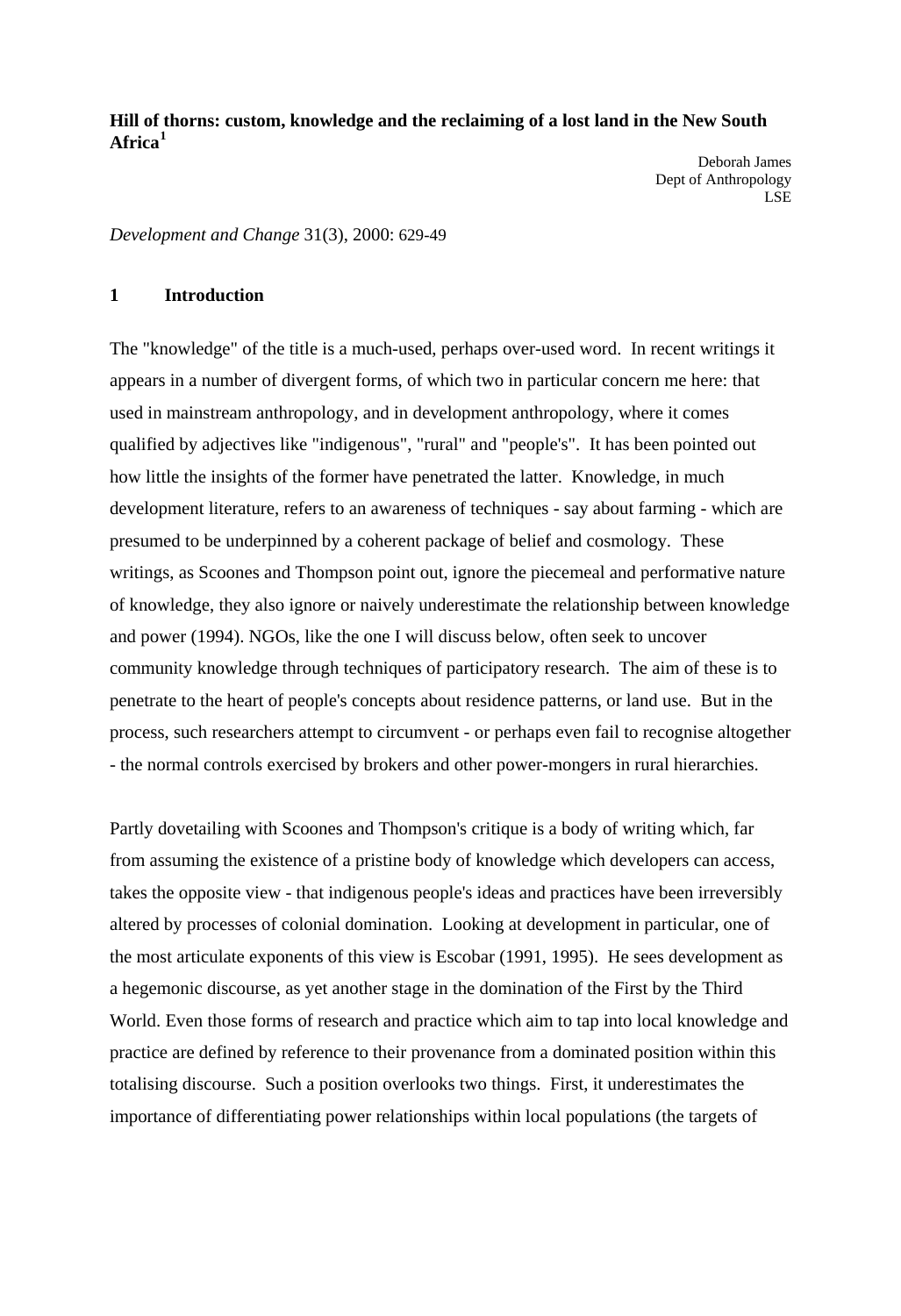**Hill of thorns: custom, knowledge and the reclaiming of a lost land in the New South Africa[1]**

Deborah James
Dept of Anthropology
LSE

*Development and Change* 31(3), 2000: 629-49

## 1 Introduction

The "knowledge" of the title is a much-used, perhaps over-used word. In recent writings it appears in a number of divergent forms, of which two in particular concern me here: that used in mainstream anthropology, and in development anthropology, where it comes qualified by adjectives like "indigenous", "rural" and "people's". It has been pointed out how little the insights of the former have penetrated the latter. Knowledge, in much development literature, refers to an awareness of techniques - say about farming - which are presumed to be underpinned by a coherent package of belief and cosmology. These writings, as Scoones and Thompson point out, ignore the piecemeal and performative nature of knowledge, they also ignore or naively underestimate the relationship between knowledge and power (1994). NGOs, like the one I will discuss below, often seek to uncover community knowledge through techniques of participatory research. The aim of these is to penetrate to the heart of people's concepts about residence patterns, or land use. But in the process, such researchers attempt to circumvent - or perhaps even fail to recognise altogether - the normal controls exercised by brokers and other power-mongers in rural hierarchies.

Partly dovetailing with Scoones and Thompson's critique is a body of writing which, far from assuming the existence of a pristine body of knowledge which developers can access, takes the opposite view - that indigenous people's ideas and practices have been irreversibly altered by processes of colonial domination. Looking at development in particular, one of the most articulate exponents of this view is Escobar (1991, 1995). He sees development as a hegemonic discourse, as yet another stage in the domination of the First by the Third World. Even those forms of research and practice which aim to tap into local knowledge and practice are defined by reference to their provenance from a dominated position within this totalising discourse. Such a position overlooks two things. First, it underestimates the importance of differentiating power relationships within local populations (the targets of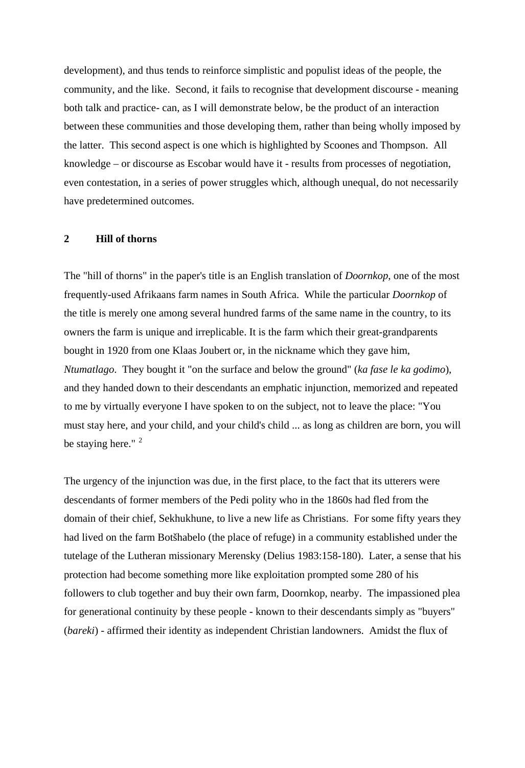development), and thus tends to reinforce simplistic and populist ideas of the people, the community, and the like. Second, it fails to recognise that development discourse - meaning both talk and practice- can, as I will demonstrate below, be the product of an interaction between these communities and those developing them, rather than being wholly imposed by the latter. This second aspect is one which is highlighted by Scoones and Thompson. All knowledge – or discourse as Escobar would have it - results from processes of negotiation, even contestation, in a series of power struggles which, although unequal, do not necessarily have predetermined outcomes.

## 2 Hill of thorns

The "hill of thorns" in the paper's title is an English translation of *Doornkop*, one of the most frequently-used Afrikaans farm names in South Africa. While the particular *Doornkop* of the title is merely one among several hundred farms of the same name in the country, to its owners the farm is unique and irreplicable. It is the farm which their great-grandparents bought in 1920 from one Klaas Joubert or, in the nickname which they gave him, *Ntumatlago*. They bought it "on the surface and below the ground" (*ka fase le ka godimo*), and they handed down to their descendants an emphatic injunction, memorized and repeated to me by virtually everyone I have spoken to on the subject, not to leave the place: "You must stay here, and your child, and your child's child ... as long as children are born, you will be staying here." [2]

The urgency of the injunction was due, in the first place, to the fact that its utterers were descendants of former members of the Pedi polity who in the 1860s had fled from the domain of their chief, Sekhukhune, to live a new life as Christians. For some fifty years they had lived on the farm Botšhabelo (the place of refuge) in a community established under the tutelage of the Lutheran missionary Merensky (Delius 1983:158-180). Later, a sense that his protection had become something more like exploitation prompted some 280 of his followers to club together and buy their own farm, Doornkop, nearby. The impassioned plea for generational continuity by these people - known to their descendants simply as "buyers" (*bareki*) - affirmed their identity as independent Christian landowners. Amidst the flux of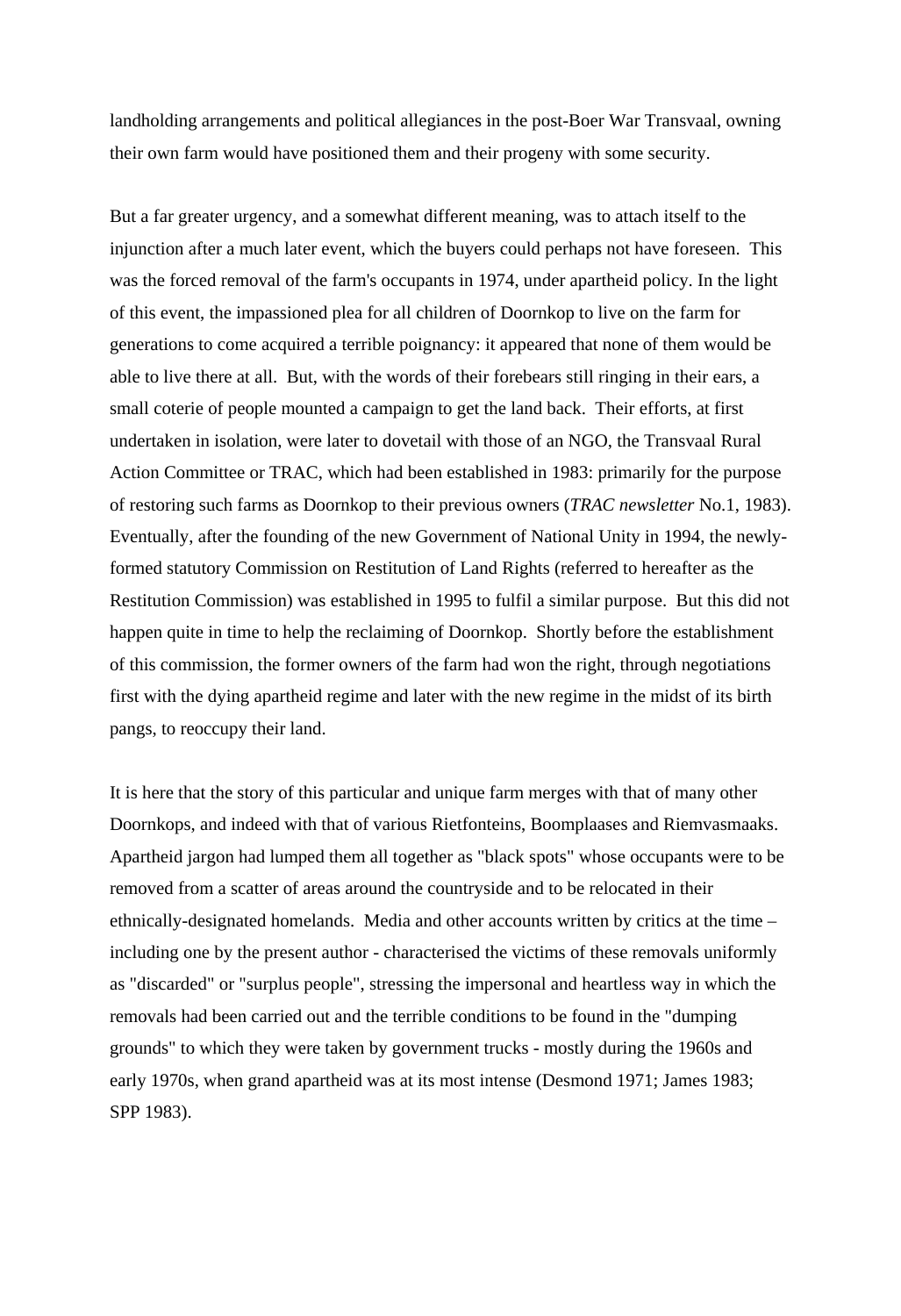landholding arrangements and political allegiances in the post-Boer War Transvaal, owning their own farm would have positioned them and their progeny with some security.

But a far greater urgency, and a somewhat different meaning, was to attach itself to the injunction after a much later event, which the buyers could perhaps not have foreseen. This was the forced removal of the farm's occupants in 1974, under apartheid policy. In the light of this event, the impassioned plea for all children of Doornkop to live on the farm for generations to come acquired a terrible poignancy: it appeared that none of them would be able to live there at all. But, with the words of their forebears still ringing in their ears, a small coterie of people mounted a campaign to get the land back. Their efforts, at first undertaken in isolation, were later to dovetail with those of an NGO, the Transvaal Rural Action Committee or TRAC, which had been established in 1983: primarily for the purpose of restoring such farms as Doornkop to their previous owners (*TRAC newsletter* No.1, 1983). Eventually, after the founding of the new Government of National Unity in 1994, the newly-formed statutory Commission on Restitution of Land Rights (referred to hereafter as the Restitution Commission) was established in 1995 to fulfil a similar purpose. But this did not happen quite in time to help the reclaiming of Doornkop. Shortly before the establishment of this commission, the former owners of the farm had won the right, through negotiations first with the dying apartheid regime and later with the new regime in the midst of its birth pangs, to reoccupy their land.

It is here that the story of this particular and unique farm merges with that of many other Doornkops, and indeed with that of various Rietfonteins, Boomplaases and Riemvasmaaks. Apartheid jargon had lumped them all together as "black spots" whose occupants were to be removed from a scatter of areas around the countryside and to be relocated in their ethnically-designated homelands. Media and other accounts written by critics at the time – including one by the present author - characterised the victims of these removals uniformly as "discarded" or "surplus people", stressing the impersonal and heartless way in which the removals had been carried out and the terrible conditions to be found in the "dumping grounds" to which they were taken by government trucks - mostly during the 1960s and early 1970s, when grand apartheid was at its most intense (Desmond 1971; James 1983; SPP 1983).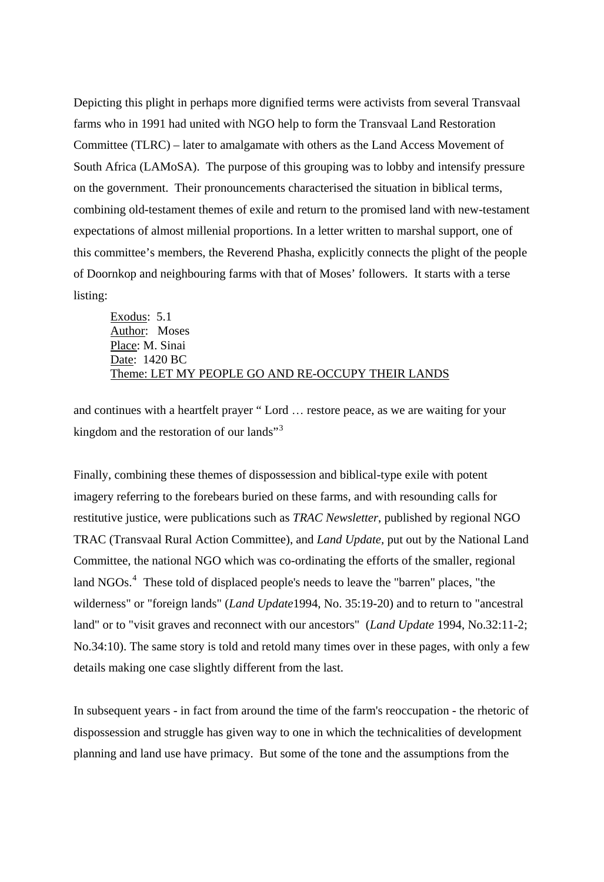Depicting this plight in perhaps more dignified terms were activists from several Transvaal farms who in 1991 had united with NGO help to form the Transvaal Land Restoration Committee (TLRC) – later to amalgamate with others as the Land Access Movement of South Africa (LAMoSA). The purpose of this grouping was to lobby and intensify pressure on the government. Their pronouncements characterised the situation in biblical terms, combining old-testament themes of exile and return to the promised land with new-testament expectations of almost millenial proportions. In a letter written to marshal support, one of this committee's members, the Reverend Phasha, explicitly connects the plight of the people of Doornkop and neighbouring farms with that of Moses' followers. It starts with a terse listing:

> Exodus: 5.1
> Author: Moses
> Place: M. Sinai
> Date: 1420 BC
> Theme: LET MY PEOPLE GO AND RE-OCCUPY THEIR LANDS

and continues with a heartfelt prayer " Lord … restore peace, as we are waiting for your kingdom and the restoration of our lands"[3]

Finally, combining these themes of dispossession and biblical-type exile with potent imagery referring to the forebears buried on these farms, and with resounding calls for restitutive justice, were publications such as *TRAC Newsletter*, published by regional NGO TRAC (Transvaal Rural Action Committee), and *Land Update*, put out by the National Land Committee, the national NGO which was co-ordinating the efforts of the smaller, regional land NGOs.[4] These told of displaced people's needs to leave the "barren" places, "the wilderness" or "foreign lands" (*Land Update*1994, No. 35:19-20) and to return to "ancestral land" or to "visit graves and reconnect with our ancestors" (*Land Update* 1994, No.32:11-2; No.34:10). The same story is told and retold many times over in these pages, with only a few details making one case slightly different from the last.

In subsequent years - in fact from around the time of the farm's reoccupation - the rhetoric of dispossession and struggle has given way to one in which the technicalities of development planning and land use have primacy. But some of the tone and the assumptions from the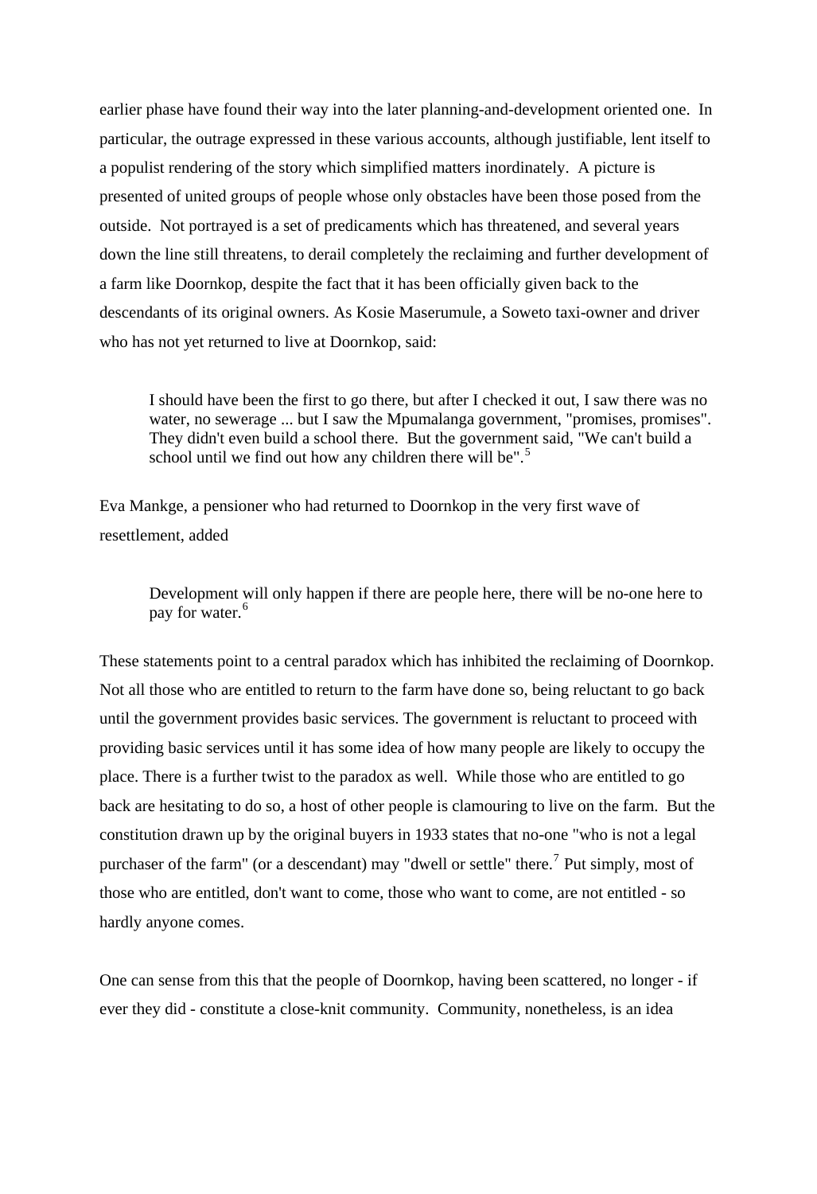earlier phase have found their way into the later planning-and-development oriented one. In particular, the outrage expressed in these various accounts, although justifiable, lent itself to a populist rendering of the story which simplified matters inordinately. A picture is presented of united groups of people whose only obstacles have been those posed from the outside. Not portrayed is a set of predicaments which has threatened, and several years down the line still threatens, to derail completely the reclaiming and further development of a farm like Doornkop, despite the fact that it has been officially given back to the descendants of its original owners. As Kosie Maserumule, a Soweto taxi-owner and driver who has not yet returned to live at Doornkop, said:

> I should have been the first to go there, but after I checked it out, I saw there was no water, no sewerage ... but I saw the Mpumalanga government, "promises, promises". They didn't even build a school there. But the government said, "We can't build a school until we find out how any children there will be".[5]

Eva Mankge, a pensioner who had returned to Doornkop in the very first wave of resettlement, added

> Development will only happen if there are people here, there will be no-one here to pay for water.[6]

These statements point to a central paradox which has inhibited the reclaiming of Doornkop. Not all those who are entitled to return to the farm have done so, being reluctant to go back until the government provides basic services. The government is reluctant to proceed with providing basic services until it has some idea of how many people are likely to occupy the place. There is a further twist to the paradox as well. While those who are entitled to go back are hesitating to do so, a host of other people is clamouring to live on the farm. But the constitution drawn up by the original buyers in 1933 states that no-one "who is not a legal purchaser of the farm" (or a descendant) may "dwell or settle" there.[7] Put simply, most of those who are entitled, don't want to come, those who want to come, are not entitled - so hardly anyone comes.

One can sense from this that the people of Doornkop, having been scattered, no longer - if ever they did - constitute a close-knit community. Community, nonetheless, is an idea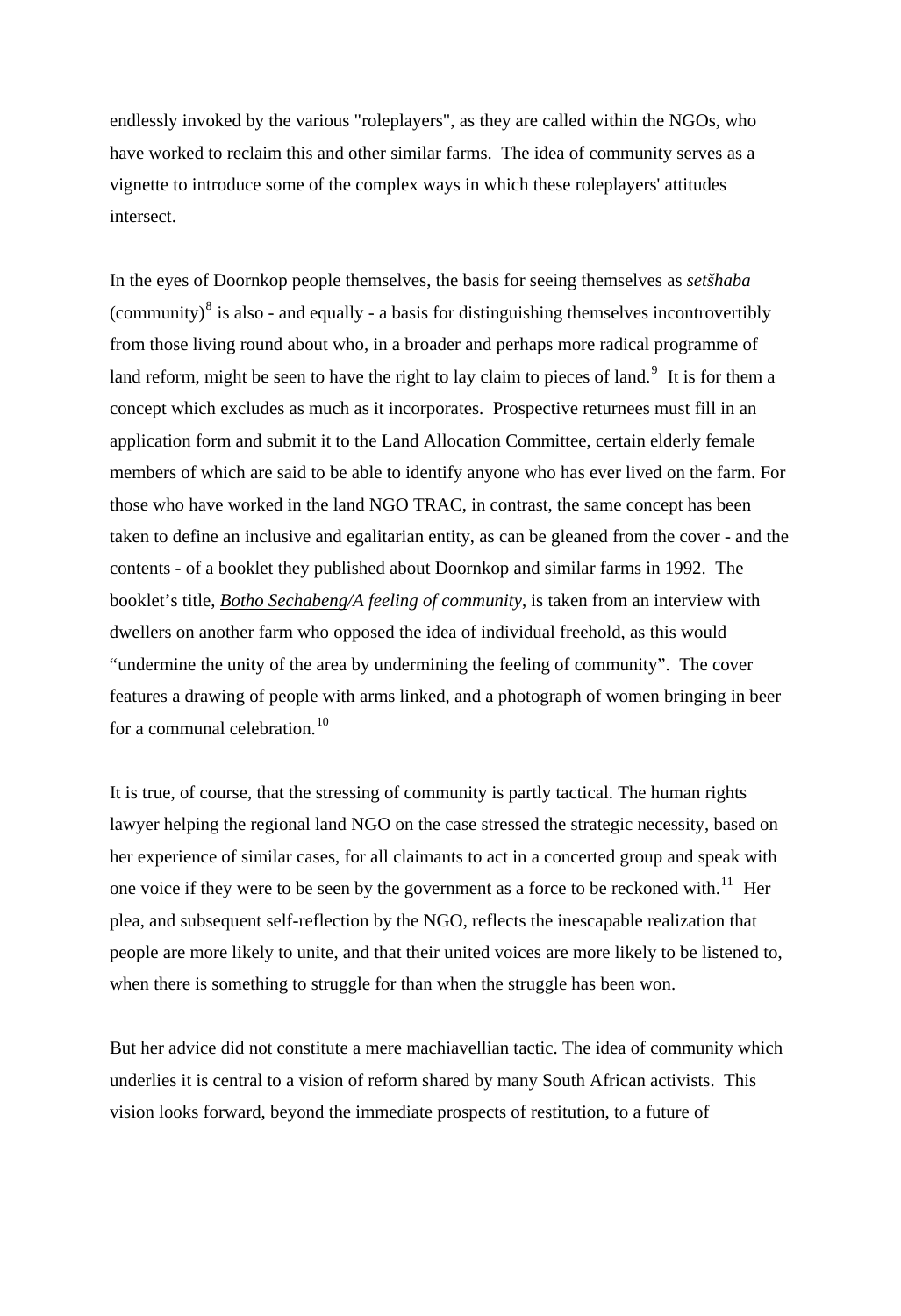endlessly invoked by the various "roleplayers", as they are called within the NGOs, who have worked to reclaim this and other similar farms. The idea of community serves as a vignette to introduce some of the complex ways in which these roleplayers' attitudes intersect.

In the eyes of Doornkop people themselves, the basis for seeing themselves as *setšhaba* (community)[8] is also - and equally - a basis for distinguishing themselves incontrovertibly from those living round about who, in a broader and perhaps more radical programme of land reform, might be seen to have the right to lay claim to pieces of land.[9] It is for them a concept which excludes as much as it incorporates. Prospective returnees must fill in an application form and submit it to the Land Allocation Committee, certain elderly female members of which are said to be able to identify anyone who has ever lived on the farm. For those who have worked in the land NGO TRAC, in contrast, the same concept has been taken to define an inclusive and egalitarian entity, as can be gleaned from the cover - and the contents - of a booklet they published about Doornkop and similar farms in 1992. The booklet's title, *Botho Sechabeng/A feeling of community*, is taken from an interview with dwellers on another farm who opposed the idea of individual freehold, as this would "undermine the unity of the area by undermining the feeling of community". The cover features a drawing of people with arms linked, and a photograph of women bringing in beer for a communal celebration.[10]

It is true, of course, that the stressing of community is partly tactical. The human rights lawyer helping the regional land NGO on the case stressed the strategic necessity, based on her experience of similar cases, for all claimants to act in a concerted group and speak with one voice if they were to be seen by the government as a force to be reckoned with.[11] Her plea, and subsequent self-reflection by the NGO, reflects the inescapable realization that people are more likely to unite, and that their united voices are more likely to be listened to, when there is something to struggle for than when the struggle has been won.

But her advice did not constitute a mere machiavellian tactic. The idea of community which underlies it is central to a vision of reform shared by many South African activists. This vision looks forward, beyond the immediate prospects of restitution, to a future of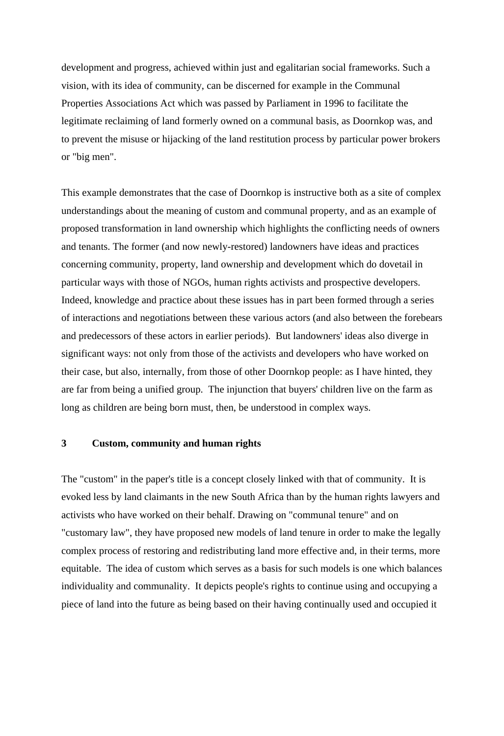development and progress, achieved within just and egalitarian social frameworks. Such a vision, with its idea of community, can be discerned for example in the Communal Properties Associations Act which was passed by Parliament in 1996 to facilitate the legitimate reclaiming of land formerly owned on a communal basis, as Doornkop was, and to prevent the misuse or hijacking of the land restitution process by particular power brokers or "big men".

This example demonstrates that the case of Doornkop is instructive both as a site of complex understandings about the meaning of custom and communal property, and as an example of proposed transformation in land ownership which highlights the conflicting needs of owners and tenants. The former (and now newly-restored) landowners have ideas and practices concerning community, property, land ownership and development which do dovetail in particular ways with those of NGOs, human rights activists and prospective developers. Indeed, knowledge and practice about these issues has in part been formed through a series of interactions and negotiations between these various actors (and also between the forebears and predecessors of these actors in earlier periods). But landowners' ideas also diverge in significant ways: not only from those of the activists and developers who have worked on their case, but also, internally, from those of other Doornkop people: as I have hinted, they are far from being a unified group. The injunction that buyers' children live on the farm as long as children are being born must, then, be understood in complex ways.

## 3 Custom, community and human rights

The "custom" in the paper's title is a concept closely linked with that of community. It is evoked less by land claimants in the new South Africa than by the human rights lawyers and activists who have worked on their behalf. Drawing on "communal tenure" and on "customary law", they have proposed new models of land tenure in order to make the legally complex process of restoring and redistributing land more effective and, in their terms, more equitable. The idea of custom which serves as a basis for such models is one which balances individuality and communality. It depicts people's rights to continue using and occupying a piece of land into the future as being based on their having continually used and occupied it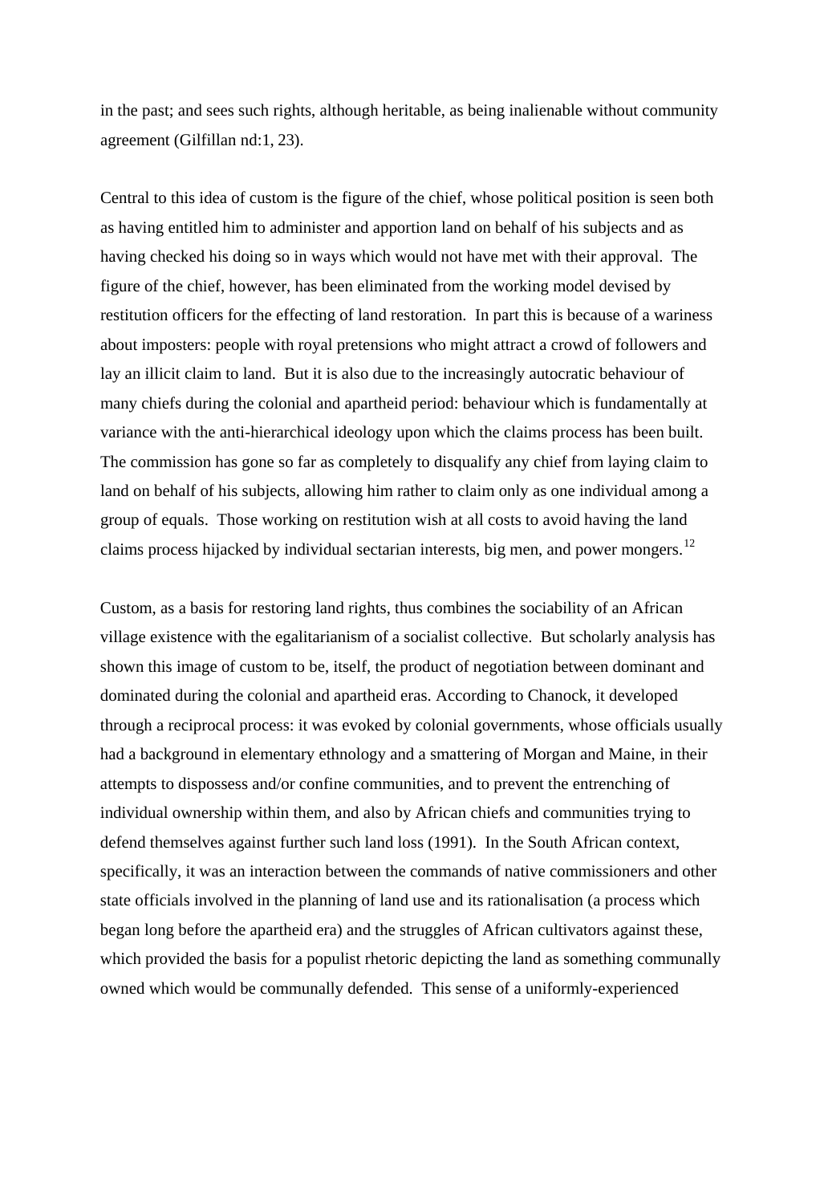in the past; and sees such rights, although heritable, as being inalienable without community agreement (Gilfillan nd:1, 23).

Central to this idea of custom is the figure of the chief, whose political position is seen both as having entitled him to administer and apportion land on behalf of his subjects and as having checked his doing so in ways which would not have met with their approval. The figure of the chief, however, has been eliminated from the working model devised by restitution officers for the effecting of land restoration. In part this is because of a wariness about imposters: people with royal pretensions who might attract a crowd of followers and lay an illicit claim to land. But it is also due to the increasingly autocratic behaviour of many chiefs during the colonial and apartheid period: behaviour which is fundamentally at variance with the anti-hierarchical ideology upon which the claims process has been built. The commission has gone so far as completely to disqualify any chief from laying claim to land on behalf of his subjects, allowing him rather to claim only as one individual among a group of equals. Those working on restitution wish at all costs to avoid having the land claims process hijacked by individual sectarian interests, big men, and power mongers.[12]

Custom, as a basis for restoring land rights, thus combines the sociability of an African village existence with the egalitarianism of a socialist collective. But scholarly analysis has shown this image of custom to be, itself, the product of negotiation between dominant and dominated during the colonial and apartheid eras. According to Chanock, it developed through a reciprocal process: it was evoked by colonial governments, whose officials usually had a background in elementary ethnology and a smattering of Morgan and Maine, in their attempts to dispossess and/or confine communities, and to prevent the entrenching of individual ownership within them, and also by African chiefs and communities trying to defend themselves against further such land loss (1991). In the South African context, specifically, it was an interaction between the commands of native commissioners and other state officials involved in the planning of land use and its rationalisation (a process which began long before the apartheid era) and the struggles of African cultivators against these, which provided the basis for a populist rhetoric depicting the land as something communally owned which would be communally defended. This sense of a uniformly-experienced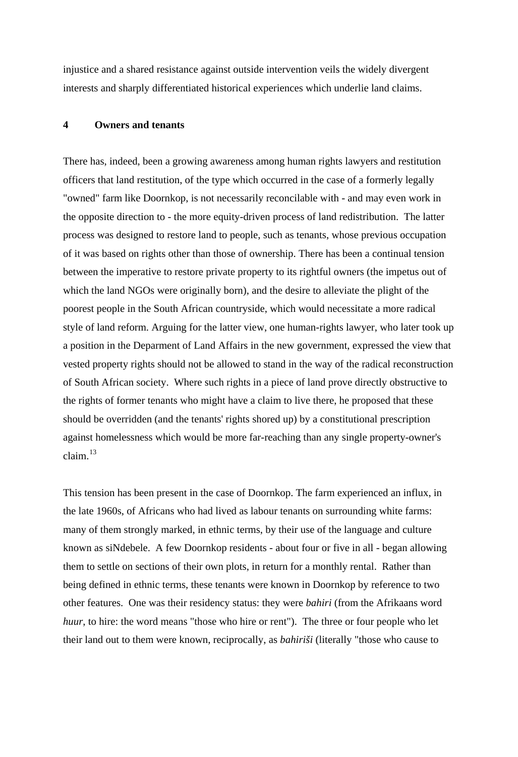injustice and a shared resistance against outside intervention veils the widely divergent interests and sharply differentiated historical experiences which underlie land claims.

## 4 Owners and tenants

There has, indeed, been a growing awareness among human rights lawyers and restitution officers that land restitution, of the type which occurred in the case of a formerly legally "owned" farm like Doornkop, is not necessarily reconcilable with - and may even work in the opposite direction to - the more equity-driven process of land redistribution. The latter process was designed to restore land to people, such as tenants, whose previous occupation of it was based on rights other than those of ownership. There has been a continual tension between the imperative to restore private property to its rightful owners (the impetus out of which the land NGOs were originally born), and the desire to alleviate the plight of the poorest people in the South African countryside, which would necessitate a more radical style of land reform. Arguing for the latter view, one human-rights lawyer, who later took up a position in the Deparment of Land Affairs in the new government, expressed the view that vested property rights should not be allowed to stand in the way of the radical reconstruction of South African society. Where such rights in a piece of land prove directly obstructive to the rights of former tenants who might have a claim to live there, he proposed that these should be overridden (and the tenants' rights shored up) by a constitutional prescription against homelessness which would be more far-reaching than any single property-owner's claim.[13]

This tension has been present in the case of Doornkop. The farm experienced an influx, in the late 1960s, of Africans who had lived as labour tenants on surrounding white farms: many of them strongly marked, in ethnic terms, by their use of the language and culture known as siNdebele. A few Doornkop residents - about four or five in all - began allowing them to settle on sections of their own plots, in return for a monthly rental. Rather than being defined in ethnic terms, these tenants were known in Doornkop by reference to two other features. One was their residency status: they were *bahiri* (from the Afrikaans word *huur*, to hire: the word means "those who hire or rent"). The three or four people who let their land out to them were known, reciprocally, as *bahiriši* (literally "those who cause to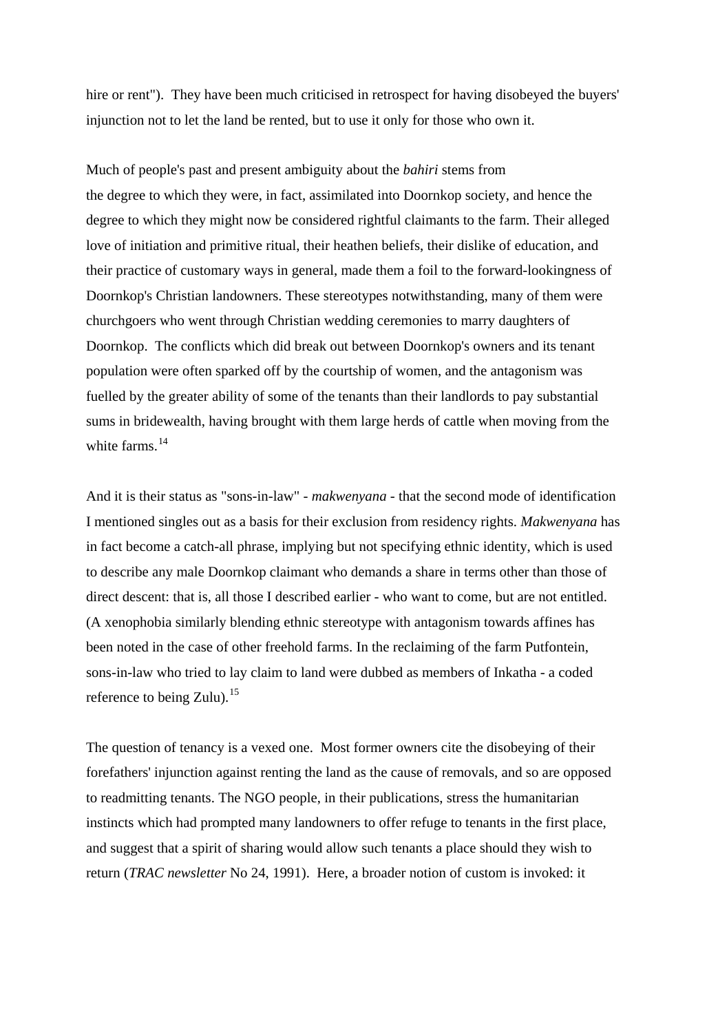hire or rent"). They have been much criticised in retrospect for having disobeyed the buyers' injunction not to let the land be rented, but to use it only for those who own it.

Much of people's past and present ambiguity about the *bahiri* stems from the degree to which they were, in fact, assimilated into Doornkop society, and hence the degree to which they might now be considered rightful claimants to the farm. Their alleged love of initiation and primitive ritual, their heathen beliefs, their dislike of education, and their practice of customary ways in general, made them a foil to the forward-lookingness of Doornkop's Christian landowners. These stereotypes notwithstanding, many of them were churchgoers who went through Christian wedding ceremonies to marry daughters of Doornkop. The conflicts which did break out between Doornkop's owners and its tenant population were often sparked off by the courtship of women, and the antagonism was fuelled by the greater ability of some of the tenants than their landlords to pay substantial sums in bridewealth, having brought with them large herds of cattle when moving from the white farms.[14]

And it is their status as "sons-in-law" - *makwenyana* - that the second mode of identification I mentioned singles out as a basis for their exclusion from residency rights. *Makwenyana* has in fact become a catch-all phrase, implying but not specifying ethnic identity, which is used to describe any male Doornkop claimant who demands a share in terms other than those of direct descent: that is, all those I described earlier - who want to come, but are not entitled. (A xenophobia similarly blending ethnic stereotype with antagonism towards affines has been noted in the case of other freehold farms. In the reclaiming of the farm Putfontein, sons-in-law who tried to lay claim to land were dubbed as members of Inkatha - a coded reference to being Zulu).[15]

The question of tenancy is a vexed one. Most former owners cite the disobeying of their forefathers' injunction against renting the land as the cause of removals, and so are opposed to readmitting tenants. The NGO people, in their publications, stress the humanitarian instincts which had prompted many landowners to offer refuge to tenants in the first place, and suggest that a spirit of sharing would allow such tenants a place should they wish to return (*TRAC newsletter* No 24, 1991). Here, a broader notion of custom is invoked: it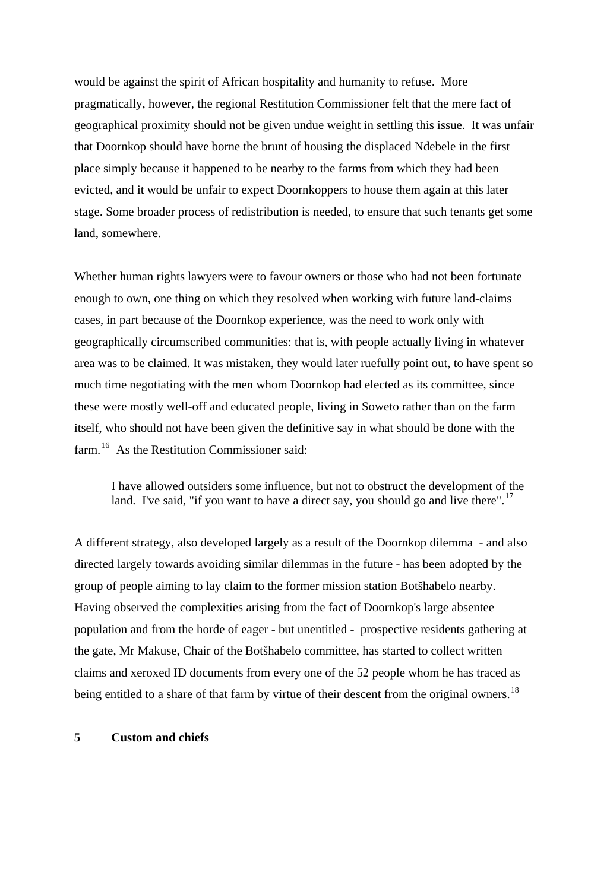would be against the spirit of African hospitality and humanity to refuse. More pragmatically, however, the regional Restitution Commissioner felt that the mere fact of geographical proximity should not be given undue weight in settling this issue. It was unfair that Doornkop should have borne the brunt of housing the displaced Ndebele in the first place simply because it happened to be nearby to the farms from which they had been evicted, and it would be unfair to expect Doornkoppers to house them again at this later stage. Some broader process of redistribution is needed, to ensure that such tenants get some land, somewhere.

Whether human rights lawyers were to favour owners or those who had not been fortunate enough to own, one thing on which they resolved when working with future land-claims cases, in part because of the Doornkop experience, was the need to work only with geographically circumscribed communities: that is, with people actually living in whatever area was to be claimed. It was mistaken, they would later ruefully point out, to have spent so much time negotiating with the men whom Doornkop had elected as its committee, since these were mostly well-off and educated people, living in Soweto rather than on the farm itself, who should not have been given the definitive say in what should be done with the farm.[16] As the Restitution Commissioner said:

> I have allowed outsiders some influence, but not to obstruct the development of the land. I've said, "if you want to have a direct say, you should go and live there".[17]

A different strategy, also developed largely as a result of the Doornkop dilemma - and also directed largely towards avoiding similar dilemmas in the future - has been adopted by the group of people aiming to lay claim to the former mission station Botšhabelo nearby. Having observed the complexities arising from the fact of Doornkop's large absentee population and from the horde of eager - but unentitled - prospective residents gathering at the gate, Mr Makuse, Chair of the Botšhabelo committee, has started to collect written claims and xeroxed ID documents from every one of the 52 people whom he has traced as being entitled to a share of that farm by virtue of their descent from the original owners.[18]

## 5 Custom and chiefs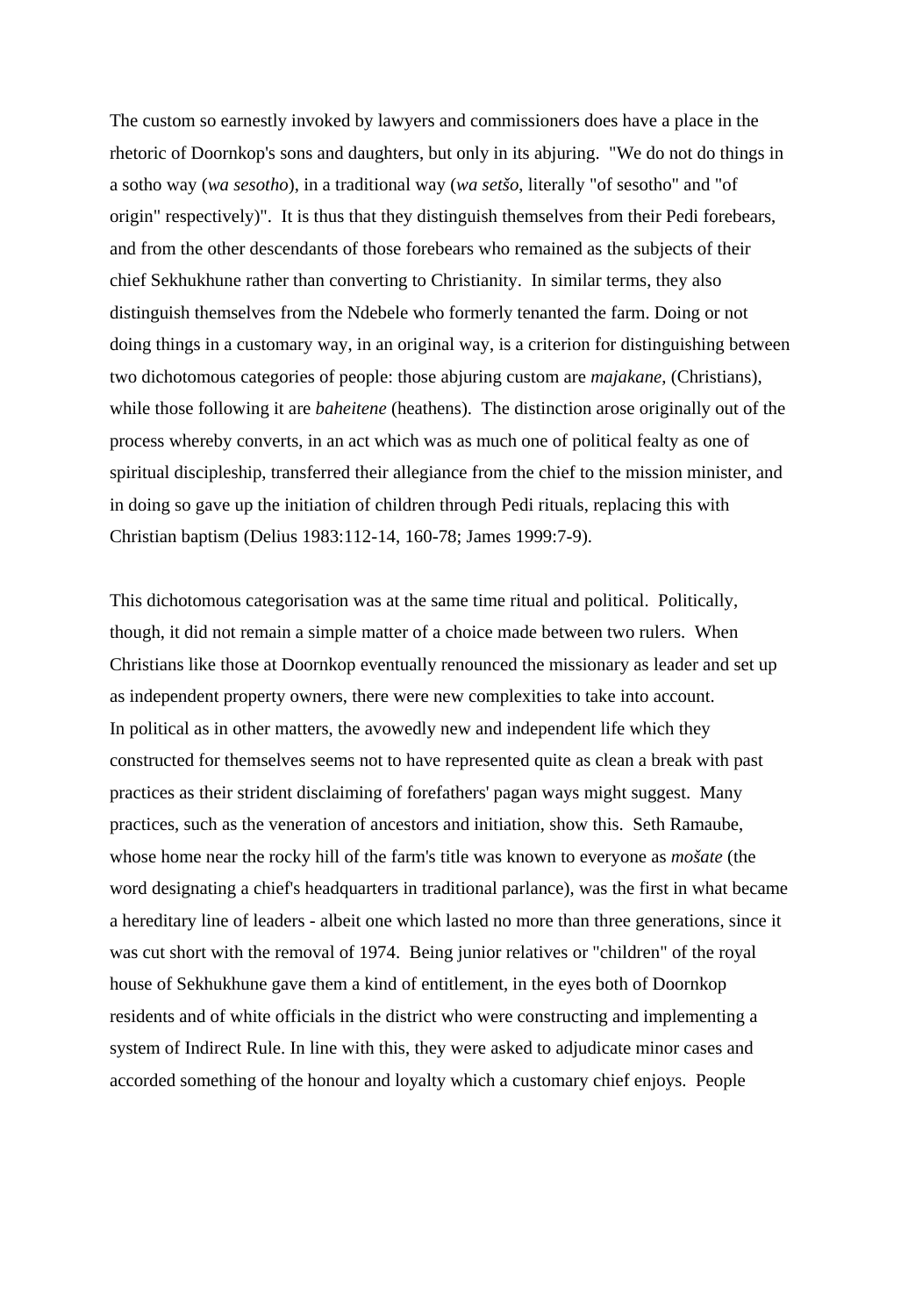The custom so earnestly invoked by lawyers and commissioners does have a place in the rhetoric of Doornkop's sons and daughters, but only in its abjuring. "We do not do things in a sotho way (*wa sesotho*), in a traditional way (*wa setšo*, literally "of sesotho" and "of origin" respectively)". It is thus that they distinguish themselves from their Pedi forebears, and from the other descendants of those forebears who remained as the subjects of their chief Sekhukhune rather than converting to Christianity. In similar terms, they also distinguish themselves from the Ndebele who formerly tenanted the farm. Doing or not doing things in a customary way, in an original way, is a criterion for distinguishing between two dichotomous categories of people: those abjuring custom are *majakane*, (Christians), while those following it are *baheitene* (heathens). The distinction arose originally out of the process whereby converts, in an act which was as much one of political fealty as one of spiritual discipleship, transferred their allegiance from the chief to the mission minister, and in doing so gave up the initiation of children through Pedi rituals, replacing this with Christian baptism (Delius 1983:112-14, 160-78; James 1999:7-9).

This dichotomous categorisation was at the same time ritual and political. Politically, though, it did not remain a simple matter of a choice made between two rulers. When Christians like those at Doornkop eventually renounced the missionary as leader and set up as independent property owners, there were new complexities to take into account.
In political as in other matters, the avowedly new and independent life which they constructed for themselves seems not to have represented quite as clean a break with past practices as their strident disclaiming of forefathers' pagan ways might suggest. Many practices, such as the veneration of ancestors and initiation, show this. Seth Ramaube, whose home near the rocky hill of the farm's title was known to everyone as *mošate* (the word designating a chief's headquarters in traditional parlance), was the first in what became a hereditary line of leaders - albeit one which lasted no more than three generations, since it was cut short with the removal of 1974. Being junior relatives or "children" of the royal house of Sekhukhune gave them a kind of entitlement, in the eyes both of Doornkop residents and of white officials in the district who were constructing and implementing a system of Indirect Rule. In line with this, they were asked to adjudicate minor cases and accorded something of the honour and loyalty which a customary chief enjoys. People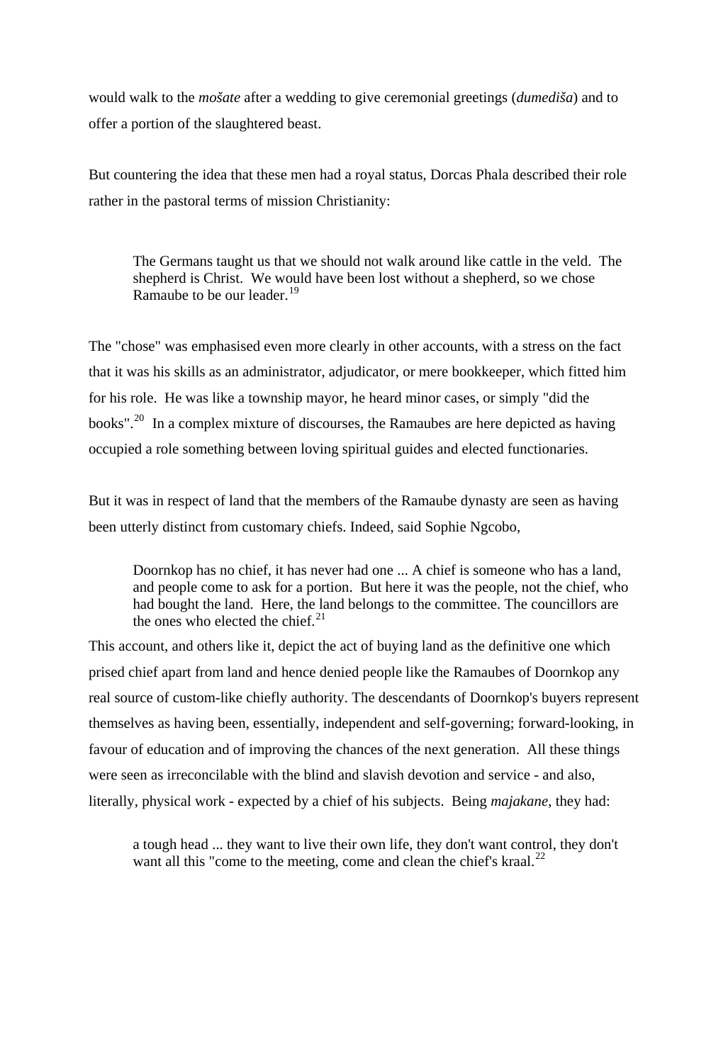would walk to the *mošate* after a wedding to give ceremonial greetings (*dumediša*) and to offer a portion of the slaughtered beast.

But countering the idea that these men had a royal status, Dorcas Phala described their role rather in the pastoral terms of mission Christianity:

> The Germans taught us that we should not walk around like cattle in the veld. The shepherd is Christ. We would have been lost without a shepherd, so we chose Ramaube to be our leader.[19]

The "chose" was emphasised even more clearly in other accounts, with a stress on the fact that it was his skills as an administrator, adjudicator, or mere bookkeeper, which fitted him for his role. He was like a township mayor, he heard minor cases, or simply "did the books".[20] In a complex mixture of discourses, the Ramaubes are here depicted as having occupied a role something between loving spiritual guides and elected functionaries.

But it was in respect of land that the members of the Ramaube dynasty are seen as having been utterly distinct from customary chiefs. Indeed, said Sophie Ngcobo,

> Doornkop has no chief, it has never had one ... A chief is someone who has a land, and people come to ask for a portion. But here it was the people, not the chief, who had bought the land. Here, the land belongs to the committee. The councillors are the ones who elected the chief.[21]

This account, and others like it, depict the act of buying land as the definitive one which prised chief apart from land and hence denied people like the Ramaubes of Doornkop any real source of custom-like chiefly authority. The descendants of Doornkop's buyers represent themselves as having been, essentially, independent and self-governing; forward-looking, in favour of education and of improving the chances of the next generation. All these things were seen as irreconcilable with the blind and slavish devotion and service - and also, literally, physical work - expected by a chief of his subjects. Being *majakane*, they had:

> a tough head ... they want to live their own life, they don't want control, they don't want all this "come to the meeting, come and clean the chief's kraal.[22]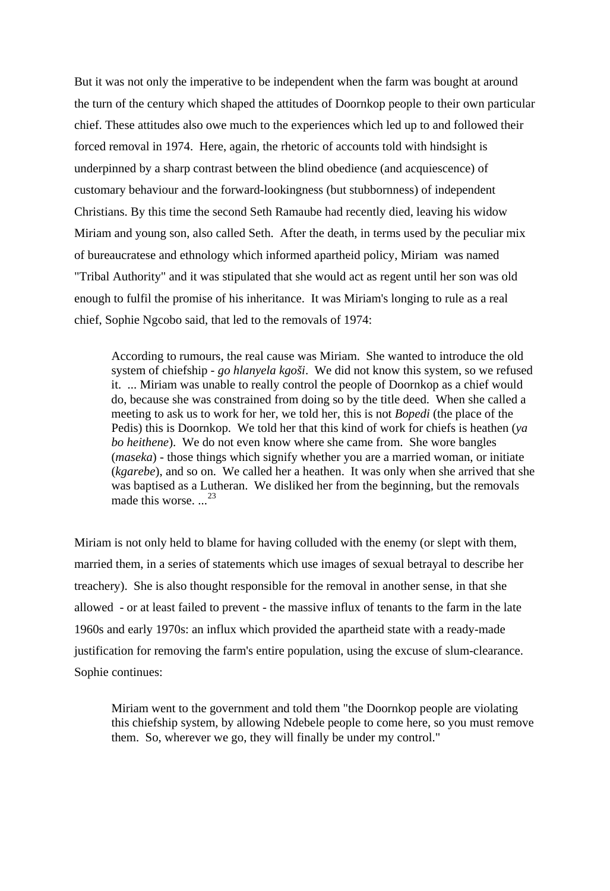But it was not only the imperative to be independent when the farm was bought at around the turn of the century which shaped the attitudes of Doornkop people to their own particular chief. These attitudes also owe much to the experiences which led up to and followed their forced removal in 1974. Here, again, the rhetoric of accounts told with hindsight is underpinned by a sharp contrast between the blind obedience (and acquiescence) of customary behaviour and the forward-lookingness (but stubbornness) of independent Christians. By this time the second Seth Ramaube had recently died, leaving his widow Miriam and young son, also called Seth. After the death, in terms used by the peculiar mix of bureaucratese and ethnology which informed apartheid policy, Miriam was named "Tribal Authority" and it was stipulated that she would act as regent until her son was old enough to fulfil the promise of his inheritance. It was Miriam's longing to rule as a real chief, Sophie Ngcobo said, that led to the removals of 1974:

> According to rumours, the real cause was Miriam. She wanted to introduce the old system of chiefship - *go hlanyela kgoši*. We did not know this system, so we refused it. ... Miriam was unable to really control the people of Doornkop as a chief would do, because she was constrained from doing so by the title deed. When she called a meeting to ask us to work for her, we told her, this is not *Bopedi* (the place of the Pedis) this is Doornkop. We told her that this kind of work for chiefs is heathen (*ya bo heithene*). We do not even know where she came from. She wore bangles (*maseka*) - those things which signify whether you are a married woman, or initiate (*kgarebe*), and so on. We called her a heathen. It was only when she arrived that she was baptised as a Lutheran. We disliked her from the beginning, but the removals made this worse. ...[23]

Miriam is not only held to blame for having colluded with the enemy (or slept with them, married them, in a series of statements which use images of sexual betrayal to describe her treachery). She is also thought responsible for the removal in another sense, in that she allowed - or at least failed to prevent - the massive influx of tenants to the farm in the late 1960s and early 1970s: an influx which provided the apartheid state with a ready-made justification for removing the farm's entire population, using the excuse of slum-clearance. Sophie continues:

> Miriam went to the government and told them "the Doornkop people are violating this chiefship system, by allowing Ndebele people to come here, so you must remove them. So, wherever we go, they will finally be under my control."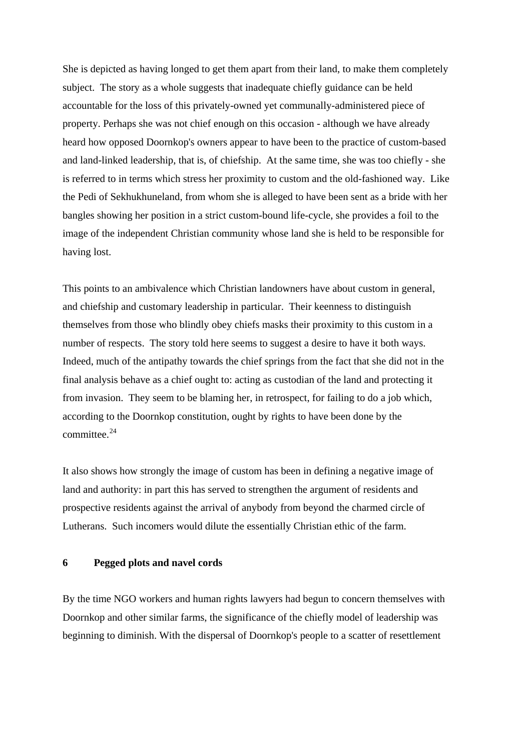She is depicted as having longed to get them apart from their land, to make them completely subject. The story as a whole suggests that inadequate chiefly guidance can be held accountable for the loss of this privately-owned yet communally-administered piece of property. Perhaps she was not chief enough on this occasion - although we have already heard how opposed Doornkop's owners appear to have been to the practice of custom-based and land-linked leadership, that is, of chiefship. At the same time, she was too chiefly - she is referred to in terms which stress her proximity to custom and the old-fashioned way. Like the Pedi of Sekhukhuneland, from whom she is alleged to have been sent as a bride with her bangles showing her position in a strict custom-bound life-cycle, she provides a foil to the image of the independent Christian community whose land she is held to be responsible for having lost.

This points to an ambivalence which Christian landowners have about custom in general, and chiefship and customary leadership in particular. Their keenness to distinguish themselves from those who blindly obey chiefs masks their proximity to this custom in a number of respects. The story told here seems to suggest a desire to have it both ways. Indeed, much of the antipathy towards the chief springs from the fact that she did not in the final analysis behave as a chief ought to: acting as custodian of the land and protecting it from invasion. They seem to be blaming her, in retrospect, for failing to do a job which, according to the Doornkop constitution, ought by rights to have been done by the committee.[24]

It also shows how strongly the image of custom has been in defining a negative image of land and authority: in part this has served to strengthen the argument of residents and prospective residents against the arrival of anybody from beyond the charmed circle of Lutherans. Such incomers would dilute the essentially Christian ethic of the farm.

## 6 Pegged plots and navel cords

By the time NGO workers and human rights lawyers had begun to concern themselves with Doornkop and other similar farms, the significance of the chiefly model of leadership was beginning to diminish. With the dispersal of Doornkop's people to a scatter of resettlement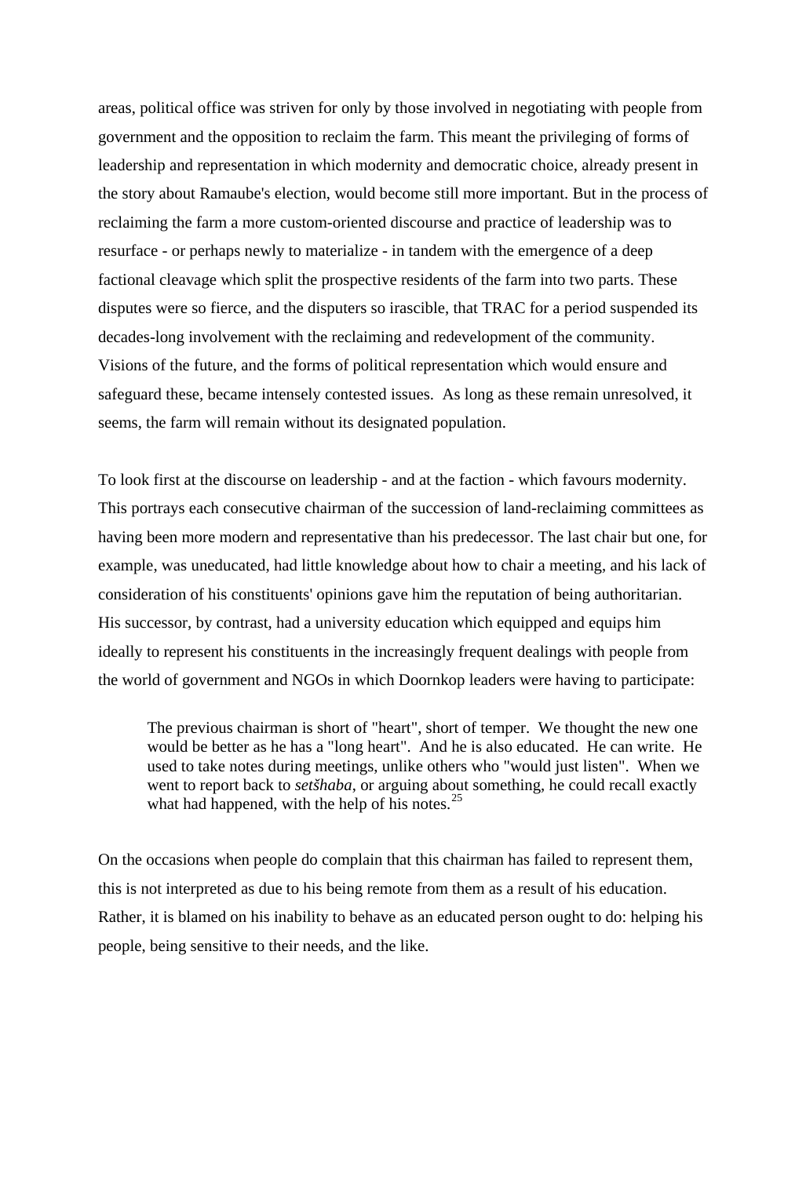areas, political office was striven for only by those involved in negotiating with people from government and the opposition to reclaim the farm. This meant the privileging of forms of leadership and representation in which modernity and democratic choice, already present in the story about Ramaube's election, would become still more important. But in the process of reclaiming the farm a more custom-oriented discourse and practice of leadership was to resurface - or perhaps newly to materialize - in tandem with the emergence of a deep factional cleavage which split the prospective residents of the farm into two parts. These disputes were so fierce, and the disputers so irascible, that TRAC for a period suspended its decades-long involvement with the reclaiming and redevelopment of the community. Visions of the future, and the forms of political representation which would ensure and safeguard these, became intensely contested issues. As long as these remain unresolved, it seems, the farm will remain without its designated population.

To look first at the discourse on leadership - and at the faction - which favours modernity. This portrays each consecutive chairman of the succession of land-reclaiming committees as having been more modern and representative than his predecessor. The last chair but one, for example, was uneducated, had little knowledge about how to chair a meeting, and his lack of consideration of his constituents' opinions gave him the reputation of being authoritarian. His successor, by contrast, had a university education which equipped and equips him ideally to represent his constituents in the increasingly frequent dealings with people from the world of government and NGOs in which Doornkop leaders were having to participate:

> The previous chairman is short of "heart", short of temper. We thought the new one would be better as he has a "long heart". And he is also educated. He can write. He used to take notes during meetings, unlike others who "would just listen". When we went to report back to *setšhaba*, or arguing about something, he could recall exactly what had happened, with the help of his notes.[25]

On the occasions when people do complain that this chairman has failed to represent them, this is not interpreted as due to his being remote from them as a result of his education. Rather, it is blamed on his inability to behave as an educated person ought to do: helping his people, being sensitive to their needs, and the like.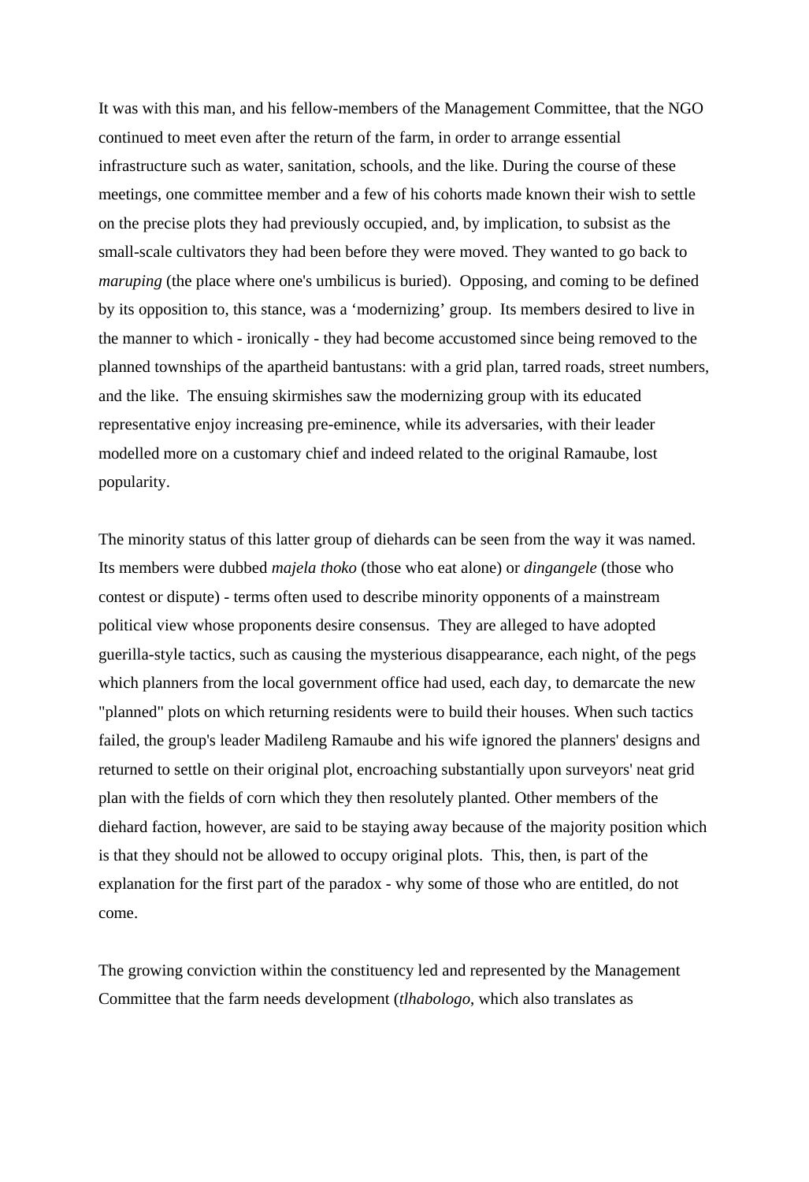It was with this man, and his fellow-members of the Management Committee, that the NGO continued to meet even after the return of the farm, in order to arrange essential infrastructure such as water, sanitation, schools, and the like. During the course of these meetings, one committee member and a few of his cohorts made known their wish to settle on the precise plots they had previously occupied, and, by implication, to subsist as the small-scale cultivators they had been before they were moved. They wanted to go back to *maruping* (the place where one's umbilicus is buried). Opposing, and coming to be defined by its opposition to, this stance, was a 'modernizing' group. Its members desired to live in the manner to which - ironically - they had become accustomed since being removed to the planned townships of the apartheid bantustans: with a grid plan, tarred roads, street numbers, and the like. The ensuing skirmishes saw the modernizing group with its educated representative enjoy increasing pre-eminence, while its adversaries, with their leader modelled more on a customary chief and indeed related to the original Ramaube, lost popularity.

The minority status of this latter group of diehards can be seen from the way it was named. Its members were dubbed *majela thoko* (those who eat alone) or *dingangele* (those who contest or dispute) - terms often used to describe minority opponents of a mainstream political view whose proponents desire consensus. They are alleged to have adopted guerilla-style tactics, such as causing the mysterious disappearance, each night, of the pegs which planners from the local government office had used, each day, to demarcate the new "planned" plots on which returning residents were to build their houses. When such tactics failed, the group's leader Madileng Ramaube and his wife ignored the planners' designs and returned to settle on their original plot, encroaching substantially upon surveyors' neat grid plan with the fields of corn which they then resolutely planted. Other members of the diehard faction, however, are said to be staying away because of the majority position which is that they should not be allowed to occupy original plots. This, then, is part of the explanation for the first part of the paradox - why some of those who are entitled, do not come.

The growing conviction within the constituency led and represented by the Management Committee that the farm needs development (*tlhabologo*, which also translates as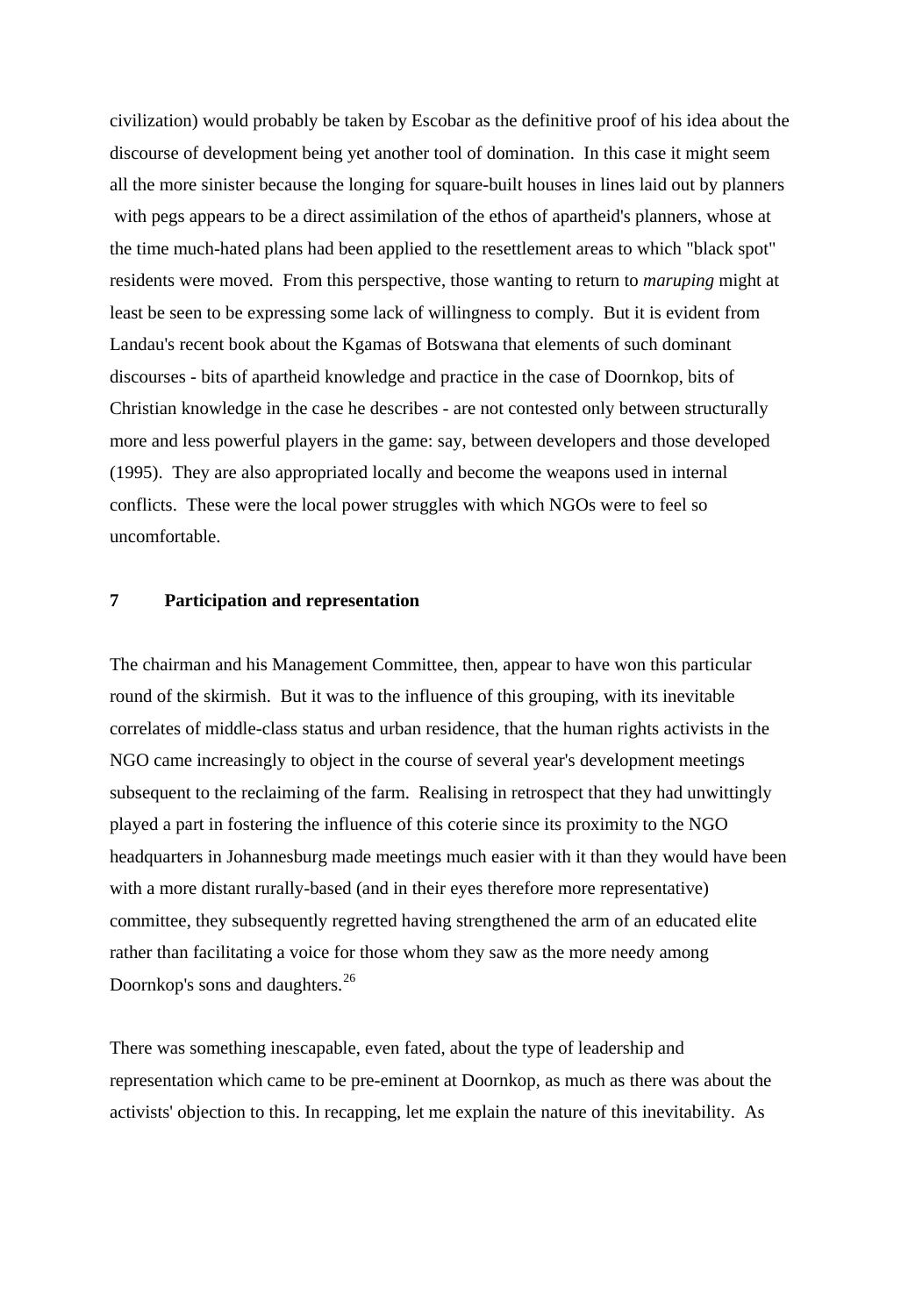civilization) would probably be taken by Escobar as the definitive proof of his idea about the discourse of development being yet another tool of domination. In this case it might seem all the more sinister because the longing for square-built houses in lines laid out by planners with pegs appears to be a direct assimilation of the ethos of apartheid's planners, whose at the time much-hated plans had been applied to the resettlement areas to which "black spot" residents were moved. From this perspective, those wanting to return to *maruping* might at least be seen to be expressing some lack of willingness to comply. But it is evident from Landau's recent book about the Kgamas of Botswana that elements of such dominant discourses - bits of apartheid knowledge and practice in the case of Doornkop, bits of Christian knowledge in the case he describes - are not contested only between structurally more and less powerful players in the game: say, between developers and those developed (1995). They are also appropriated locally and become the weapons used in internal conflicts. These were the local power struggles with which NGOs were to feel so uncomfortable.

## 7 Participation and representation

The chairman and his Management Committee, then, appear to have won this particular round of the skirmish. But it was to the influence of this grouping, with its inevitable correlates of middle-class status and urban residence, that the human rights activists in the NGO came increasingly to object in the course of several year's development meetings subsequent to the reclaiming of the farm. Realising in retrospect that they had unwittingly played a part in fostering the influence of this coterie since its proximity to the NGO headquarters in Johannesburg made meetings much easier with it than they would have been with a more distant rurally-based (and in their eyes therefore more representative) committee, they subsequently regretted having strengthened the arm of an educated elite rather than facilitating a voice for those whom they saw as the more needy among Doornkop's sons and daughters.[26]

There was something inescapable, even fated, about the type of leadership and representation which came to be pre-eminent at Doornkop, as much as there was about the activists' objection to this. In recapping, let me explain the nature of this inevitability. As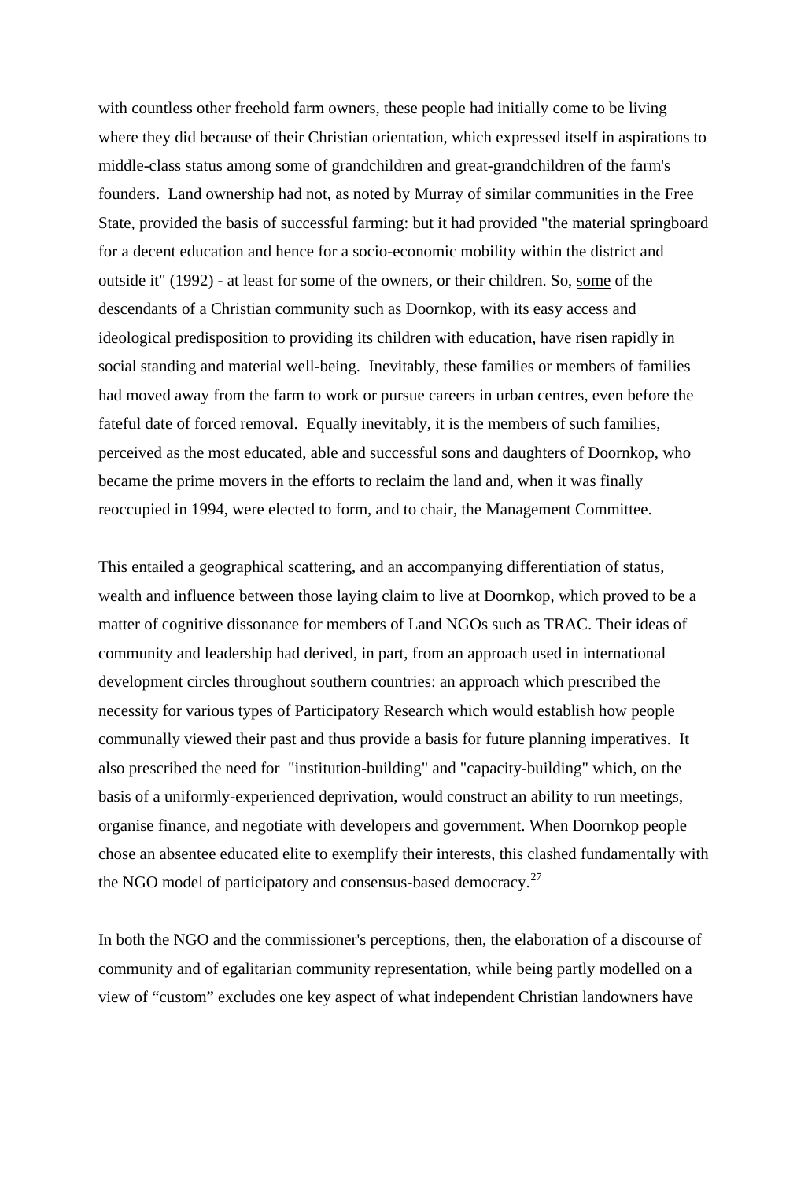with countless other freehold farm owners, these people had initially come to be living where they did because of their Christian orientation, which expressed itself in aspirations to middle-class status among some of grandchildren and great-grandchildren of the farm's founders. Land ownership had not, as noted by Murray of similar communities in the Free State, provided the basis of successful farming: but it had provided "the material springboard for a decent education and hence for a socio-economic mobility within the district and outside it" (1992) - at least for some of the owners, or their children. So, <u>some</u> of the descendants of a Christian community such as Doornkop, with its easy access and ideological predisposition to providing its children with education, have risen rapidly in social standing and material well-being. Inevitably, these families or members of families had moved away from the farm to work or pursue careers in urban centres, even before the fateful date of forced removal. Equally inevitably, it is the members of such families, perceived as the most educated, able and successful sons and daughters of Doornkop, who became the prime movers in the efforts to reclaim the land and, when it was finally reoccupied in 1994, were elected to form, and to chair, the Management Committee.

This entailed a geographical scattering, and an accompanying differentiation of status, wealth and influence between those laying claim to live at Doornkop, which proved to be a matter of cognitive dissonance for members of Land NGOs such as TRAC. Their ideas of community and leadership had derived, in part, from an approach used in international development circles throughout southern countries: an approach which prescribed the necessity for various types of Participatory Research which would establish how people communally viewed their past and thus provide a basis for future planning imperatives. It also prescribed the need for "institution-building" and "capacity-building" which, on the basis of a uniformly-experienced deprivation, would construct an ability to run meetings, organise finance, and negotiate with developers and government. When Doornkop people chose an absentee educated elite to exemplify their interests, this clashed fundamentally with the NGO model of participatory and consensus-based democracy.[27]

In both the NGO and the commissioner's perceptions, then, the elaboration of a discourse of community and of egalitarian community representation, while being partly modelled on a view of "custom" excludes one key aspect of what independent Christian landowners have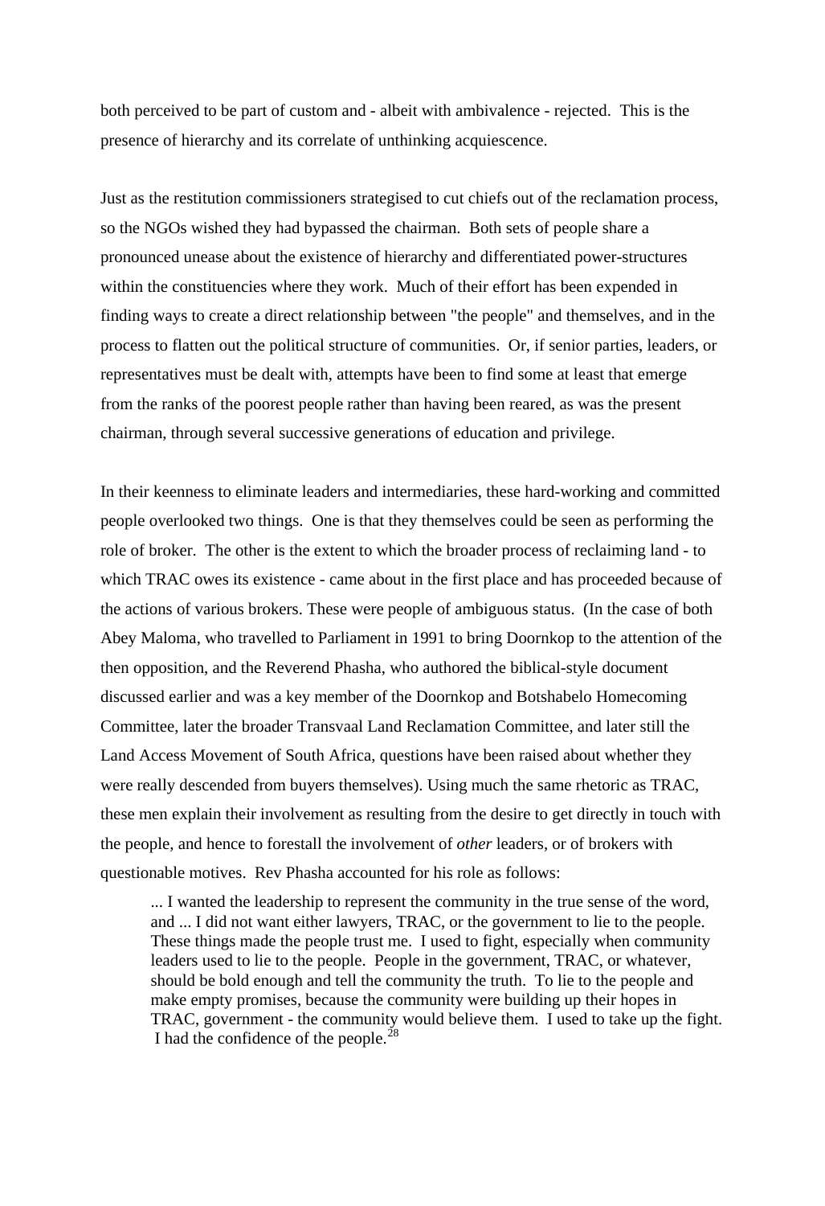both perceived to be part of custom and - albeit with ambivalence - rejected. This is the presence of hierarchy and its correlate of unthinking acquiescence.

Just as the restitution commissioners strategised to cut chiefs out of the reclamation process, so the NGOs wished they had bypassed the chairman. Both sets of people share a pronounced unease about the existence of hierarchy and differentiated power-structures within the constituencies where they work. Much of their effort has been expended in finding ways to create a direct relationship between "the people" and themselves, and in the process to flatten out the political structure of communities. Or, if senior parties, leaders, or representatives must be dealt with, attempts have been to find some at least that emerge from the ranks of the poorest people rather than having been reared, as was the present chairman, through several successive generations of education and privilege.

In their keenness to eliminate leaders and intermediaries, these hard-working and committed people overlooked two things. One is that they themselves could be seen as performing the role of broker. The other is the extent to which the broader process of reclaiming land - to which TRAC owes its existence - came about in the first place and has proceeded because of the actions of various brokers. These were people of ambiguous status. (In the case of both Abey Maloma, who travelled to Parliament in 1991 to bring Doornkop to the attention of the then opposition, and the Reverend Phasha, who authored the biblical-style document discussed earlier and was a key member of the Doornkop and Botshabelo Homecoming Committee, later the broader Transvaal Land Reclamation Committee, and later still the Land Access Movement of South Africa, questions have been raised about whether they were really descended from buyers themselves). Using much the same rhetoric as TRAC, these men explain their involvement as resulting from the desire to get directly in touch with the people, and hence to forestall the involvement of *other* leaders, or of brokers with questionable motives. Rev Phasha accounted for his role as follows:

> ... I wanted the leadership to represent the community in the true sense of the word, and ... I did not want either lawyers, TRAC, or the government to lie to the people. These things made the people trust me. I used to fight, especially when community leaders used to lie to the people. People in the government, TRAC, or whatever, should be bold enough and tell the community the truth. To lie to the people and make empty promises, because the community were building up their hopes in TRAC, government - the community would believe them. I used to take up the fight. I had the confidence of the people.[28]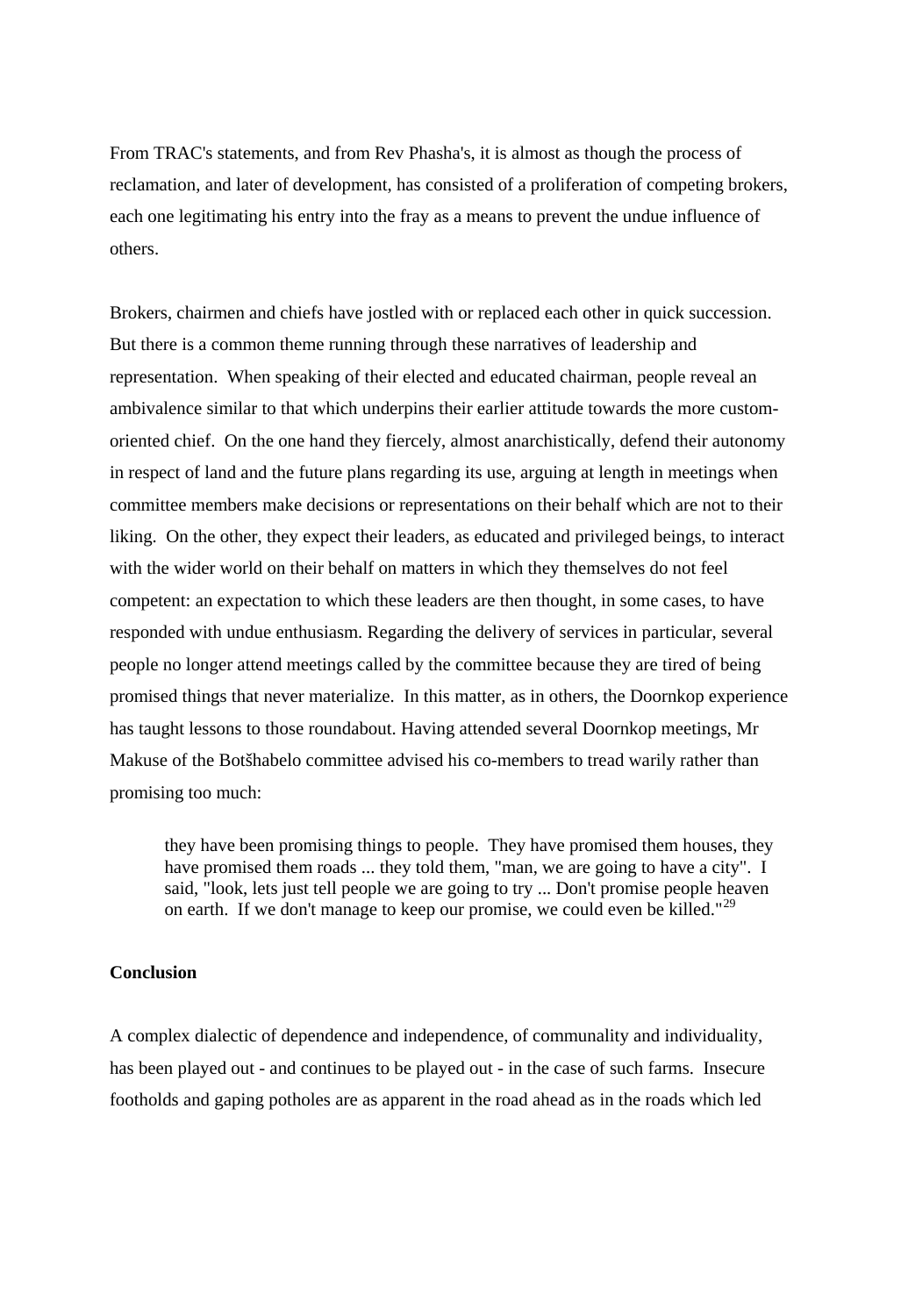From TRAC's statements, and from Rev Phasha's, it is almost as though the process of reclamation, and later of development, has consisted of a proliferation of competing brokers, each one legitimating his entry into the fray as a means to prevent the undue influence of others.

Brokers, chairmen and chiefs have jostled with or replaced each other in quick succession. But there is a common theme running through these narratives of leadership and representation. When speaking of their elected and educated chairman, people reveal an ambivalence similar to that which underpins their earlier attitude towards the more custom-oriented chief. On the one hand they fiercely, almost anarchistically, defend their autonomy in respect of land and the future plans regarding its use, arguing at length in meetings when committee members make decisions or representations on their behalf which are not to their liking. On the other, they expect their leaders, as educated and privileged beings, to interact with the wider world on their behalf on matters in which they themselves do not feel competent: an expectation to which these leaders are then thought, in some cases, to have responded with undue enthusiasm. Regarding the delivery of services in particular, several people no longer attend meetings called by the committee because they are tired of being promised things that never materialize. In this matter, as in others, the Doornkop experience has taught lessons to those roundabout. Having attended several Doornkop meetings, Mr Makuse of the Botšhabelo committee advised his co-members to tread warily rather than promising too much:

> they have been promising things to people. They have promised them houses, they have promised them roads ... they told them, "man, we are going to have a city". I said, "look, lets just tell people we are going to try ... Don't promise people heaven on earth. If we don't manage to keep our promise, we could even be killed."[29]

**Conclusion**

A complex dialectic of dependence and independence, of communality and individuality, has been played out - and continues to be played out - in the case of such farms. Insecure footholds and gaping potholes are as apparent in the road ahead as in the roads which led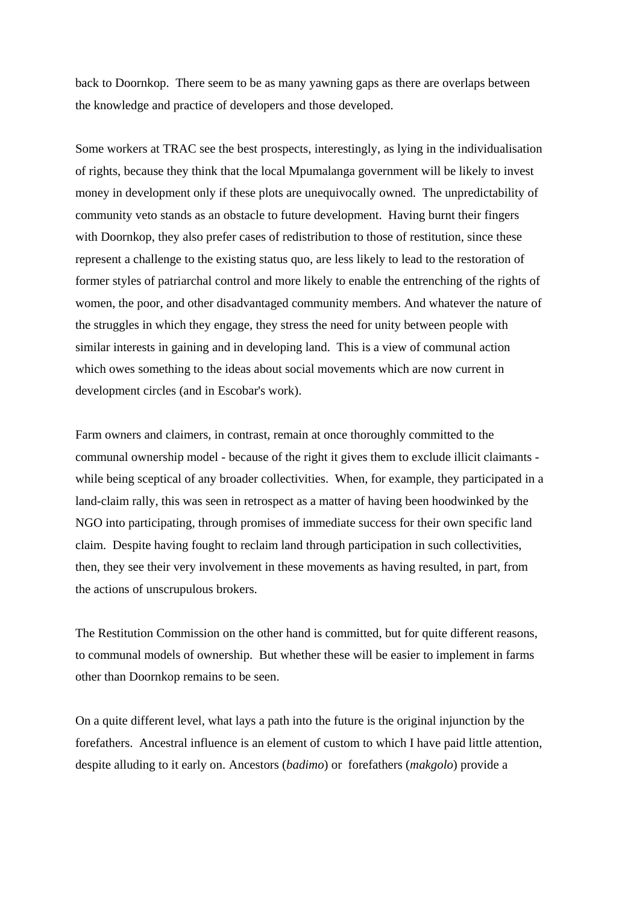back to Doornkop. There seem to be as many yawning gaps as there are overlaps between the knowledge and practice of developers and those developed.

Some workers at TRAC see the best prospects, interestingly, as lying in the individualisation of rights, because they think that the local Mpumalanga government will be likely to invest money in development only if these plots are unequivocally owned. The unpredictability of community veto stands as an obstacle to future development. Having burnt their fingers with Doornkop, they also prefer cases of redistribution to those of restitution, since these represent a challenge to the existing status quo, are less likely to lead to the restoration of former styles of patriarchal control and more likely to enable the entrenching of the rights of women, the poor, and other disadvantaged community members. And whatever the nature of the struggles in which they engage, they stress the need for unity between people with similar interests in gaining and in developing land. This is a view of communal action which owes something to the ideas about social movements which are now current in development circles (and in Escobar's work).

Farm owners and claimers, in contrast, remain at once thoroughly committed to the communal ownership model - because of the right it gives them to exclude illicit claimants - while being sceptical of any broader collectivities. When, for example, they participated in a land-claim rally, this was seen in retrospect as a matter of having been hoodwinked by the NGO into participating, through promises of immediate success for their own specific land claim. Despite having fought to reclaim land through participation in such collectivities, then, they see their very involvement in these movements as having resulted, in part, from the actions of unscrupulous brokers.

The Restitution Commission on the other hand is committed, but for quite different reasons, to communal models of ownership. But whether these will be easier to implement in farms other than Doornkop remains to be seen.

On a quite different level, what lays a path into the future is the original injunction by the forefathers. Ancestral influence is an element of custom to which I have paid little attention, despite alluding to it early on. Ancestors (*badimo*) or forefathers (*makgolo*) provide a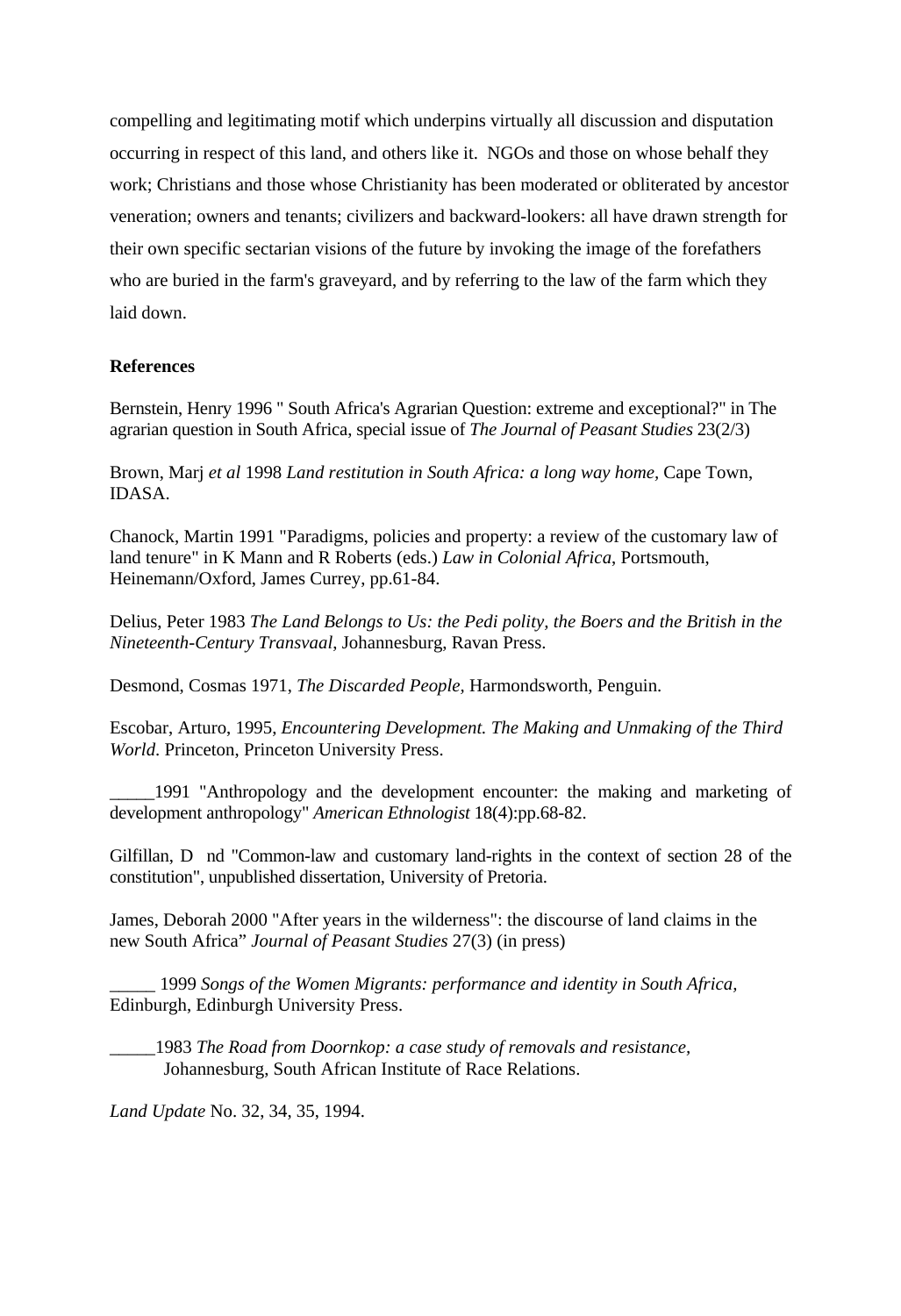compelling and legitimating motif which underpins virtually all discussion and disputation occurring in respect of this land, and others like it. NGOs and those on whose behalf they work; Christians and those whose Christianity has been moderated or obliterated by ancestor veneration; owners and tenants; civilizers and backward-lookers: all have drawn strength for their own specific sectarian visions of the future by invoking the image of the forefathers who are buried in the farm's graveyard, and by referring to the law of the farm which they laid down.

**References**

Bernstein, Henry 1996 " South Africa's Agrarian Question: extreme and exceptional?" in The agrarian question in South Africa, special issue of *The Journal of Peasant Studies* 23(2/3)

Brown, Marj *et al* 1998 *Land restitution in South Africa: a long way home,* Cape Town, IDASA.

Chanock, Martin 1991 "Paradigms, policies and property: a review of the customary law of land tenure" in K Mann and R Roberts (eds.) *Law in Colonial Africa*, Portsmouth, Heinemann/Oxford, James Currey, pp.61-84.

Delius, Peter 1983 *The Land Belongs to Us: the Pedi polity, the Boers and the British in the Nineteenth-Century Transvaal*, Johannesburg, Ravan Press.

Desmond, Cosmas 1971, *The Discarded People,* Harmondsworth, Penguin.

Escobar, Arturo, 1995, *Encountering Development. The Making and Unmaking of the Third World*. Princeton, Princeton University Press.

_____1991 "Anthropology and the development encounter: the making and marketing of development anthropology" *American Ethnologist* 18(4):pp.68-82.

Gilfillan, D nd "Common-law and customary land-rights in the context of section 28 of the constitution", unpublished dissertation, University of Pretoria.

James, Deborah 2000 "After years in the wilderness": the discourse of land claims in the new South Africa" *Journal of Peasant Studies* 27(3) (in press)

_____ 1999 *Songs of the Women Migrants: performance and identity in South Africa,* Edinburgh, Edinburgh University Press.

_____1983 *The Road from Doornkop: a case study of removals and resistance,* Johannesburg, South African Institute of Race Relations.

*Land Update* No. 32, 34, 35, 1994.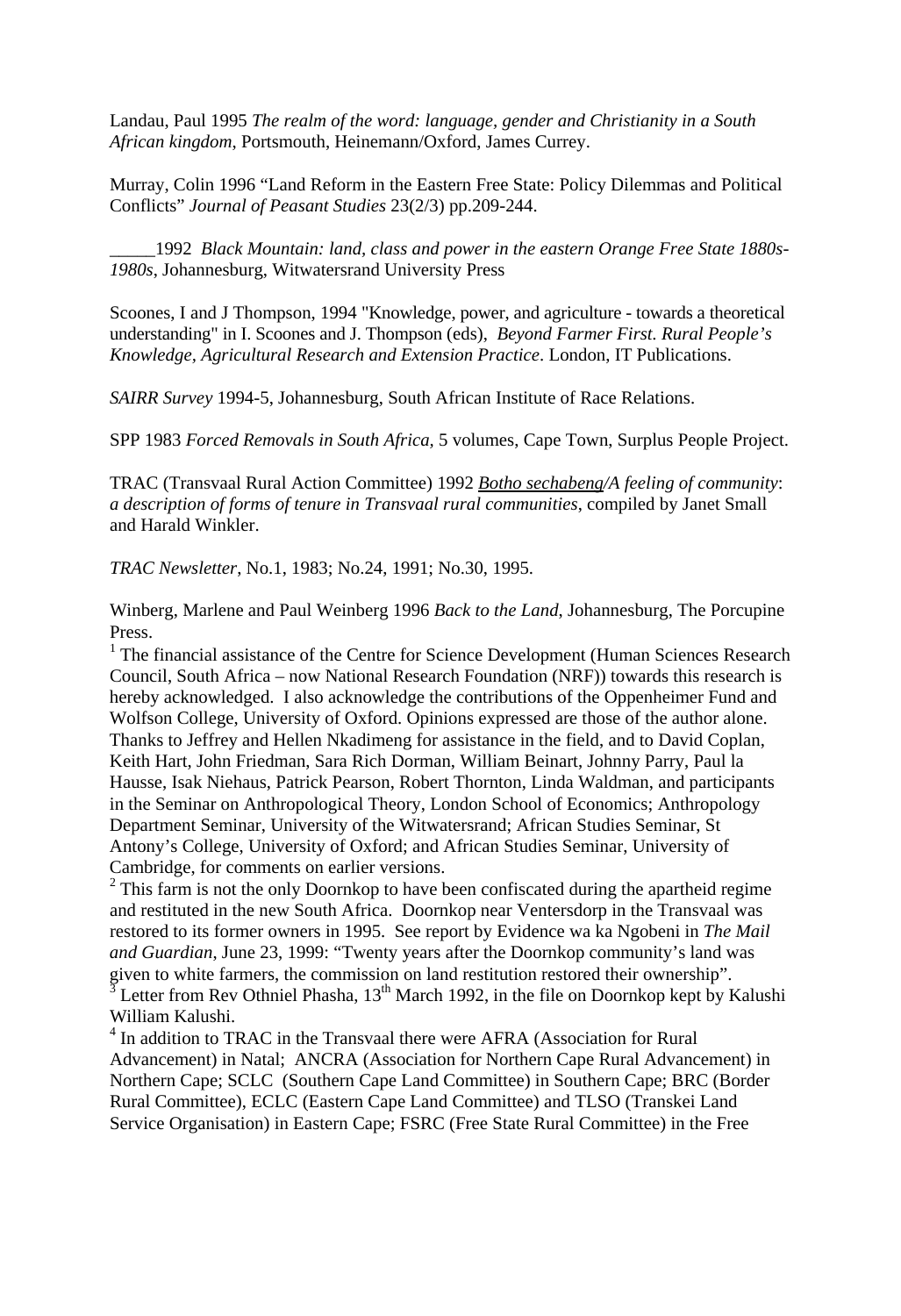Landau, Paul 1995 *The realm of the word: language, gender and Christianity in a South African kingdom*, Portsmouth, Heinemann/Oxford, James Currey.

Murray, Colin 1996 "Land Reform in the Eastern Free State: Policy Dilemmas and Political Conflicts" *Journal of Peasant Studies* 23(2/3) pp.209-244.

_____1992 *Black Mountain: land, class and power in the eastern Orange Free State 1880s-1980s*, Johannesburg, Witwatersrand University Press

Scoones, I and J Thompson, 1994 "Knowledge, power, and agriculture - towards a theoretical understanding" in I. Scoones and J. Thompson (eds), *Beyond Farmer First. Rural People's Knowledge, Agricultural Research and Extension Practice*. London, IT Publications.

*SAIRR Survey* 1994-5, Johannesburg, South African Institute of Race Relations.

SPP 1983 *Forced Removals in South Africa*, 5 volumes, Cape Town, Surplus People Project.

TRAC (Transvaal Rural Action Committee) 1992 *Botho sechabeng/A feeling of community*: *a description of forms of tenure in Transvaal rural communities*, compiled by Janet Small and Harald Winkler.

*TRAC Newsletter*, No.1, 1983; No.24, 1991; No.30, 1995.

Winberg, Marlene and Paul Weinberg 1996 *Back to the Land*, Johannesburg, The Porcupine Press.

[1] The financial assistance of the Centre for Science Development (Human Sciences Research Council, South Africa – now National Research Foundation (NRF)) towards this research is hereby acknowledged. I also acknowledge the contributions of the Oppenheimer Fund and Wolfson College, University of Oxford. Opinions expressed are those of the author alone. Thanks to Jeffrey and Hellen Nkadimeng for assistance in the field, and to David Coplan, Keith Hart, John Friedman, Sara Rich Dorman, William Beinart, Johnny Parry, Paul la Hausse, Isak Niehaus, Patrick Pearson, Robert Thornton, Linda Waldman, and participants in the Seminar on Anthropological Theory, London School of Economics; Anthropology Department Seminar, University of the Witwatersrand; African Studies Seminar, St Antony's College, University of Oxford; and African Studies Seminar, University of Cambridge, for comments on earlier versions.

[2] This farm is not the only Doornkop to have been confiscated during the apartheid regime and restituted in the new South Africa. Doornkop near Ventersdorp in the Transvaal was restored to its former owners in 1995. See report by Evidence wa ka Ngobeni in *The Mail and Guardian*, June 23, 1999: "Twenty years after the Doornkop community's land was given to white farmers, the commission on land restitution restored their ownership".

[3] Letter from Rev Othniel Phasha, 13th March 1992, in the file on Doornkop kept by Kalushi William Kalushi.

[4] In addition to TRAC in the Transvaal there were AFRA (Association for Rural Advancement) in Natal; ANCRA (Association for Northern Cape Rural Advancement) in Northern Cape; SCLC (Southern Cape Land Committee) in Southern Cape; BRC (Border Rural Committee), ECLC (Eastern Cape Land Committee) and TLSO (Transkei Land Service Organisation) in Eastern Cape; FSRC (Free State Rural Committee) in the Free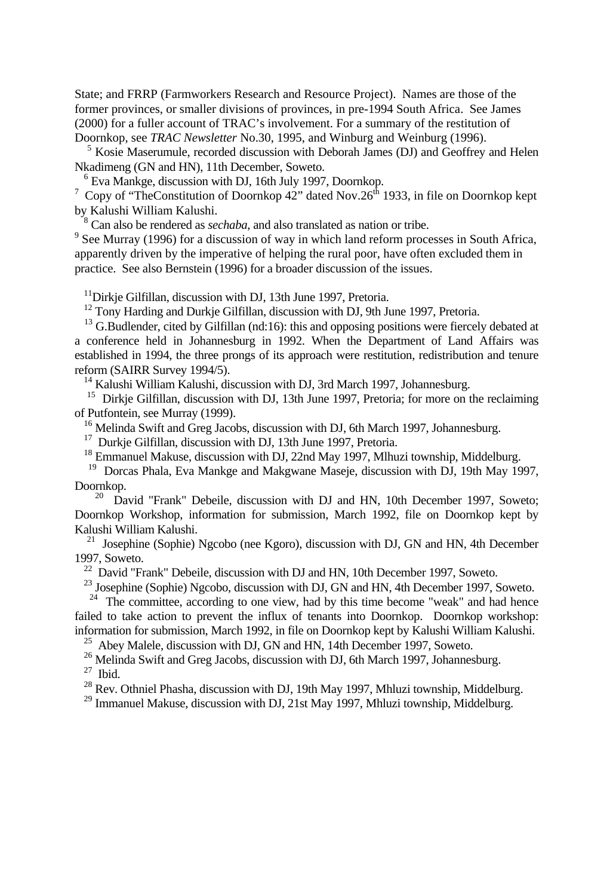State; and FRRP (Farmworkers Research and Resource Project). Names are those of the former provinces, or smaller divisions of provinces, in pre-1994 South Africa. See James (2000) for a fuller account of TRAC's involvement. For a summary of the restitution of Doornkop, see *TRAC Newsletter* No.30, 1995, and Winburg and Weinburg (1996).

[5] Kosie Maserumule, recorded discussion with Deborah James (DJ) and Geoffrey and Helen Nkadimeng (GN and HN), 11th December, Soweto.

[6] Eva Mankge, discussion with DJ, 16th July 1997, Doornkop.

[7] Copy of "TheConstitution of Doornkop 42" dated Nov.26[th] 1933, in file on Doornkop kept by Kalushi William Kalushi.

[8] Can also be rendered as *sechaba*, and also translated as nation or tribe.

[9] See Murray (1996) for a discussion of way in which land reform processes in South Africa, apparently driven by the imperative of helping the rural poor, have often excluded them in practice. See also Bernstein (1996) for a broader discussion of the issues.

[11] Dirkje Gilfillan, discussion with DJ, 13th June 1997, Pretoria.

[12] Tony Harding and Durkje Gilfillan, discussion with DJ, 9th June 1997, Pretoria.

[13] G.Budlender, cited by Gilfillan (nd:16): this and opposing positions were fiercely debated at a conference held in Johannesburg in 1992. When the Department of Land Affairs was established in 1994, the three prongs of its approach were restitution, redistribution and tenure reform (SAIRR Survey 1994/5).

[14] Kalushi William Kalushi, discussion with DJ, 3rd March 1997, Johannesburg.

[15] Dirkje Gilfillan, discussion with DJ, 13th June 1997, Pretoria; for more on the reclaiming of Putfontein, see Murray (1999).

[16] Melinda Swift and Greg Jacobs, discussion with DJ, 6th March 1997, Johannesburg.

[17] Durkje Gilfillan, discussion with DJ, 13th June 1997, Pretoria.

[18] Emmanuel Makuse, discussion with DJ, 22nd May 1997, Mlhuzi township, Middelburg.

[19] Dorcas Phala, Eva Mankge and Makgwane Maseje, discussion with DJ, 19th May 1997, Doornkop.

[20] David "Frank" Debeile, discussion with DJ and HN, 10th December 1997, Soweto; Doornkop Workshop, information for submission, March 1992, file on Doornkop kept by Kalushi William Kalushi.

[21] Josephine (Sophie) Ngcobo (nee Kgoro), discussion with DJ, GN and HN, 4th December 1997, Soweto.

[22] David "Frank" Debeile, discussion with DJ and HN, 10th December 1997, Soweto.

[23] Josephine (Sophie) Ngcobo, discussion with DJ, GN and HN, 4th December 1997, Soweto.

[24] The committee, according to one view, had by this time become "weak" and had hence failed to take action to prevent the influx of tenants into Doornkop. Doornkop workshop: information for submission, March 1992, in file on Doornkop kept by Kalushi William Kalushi.

[25] Abey Malele, discussion with DJ, GN and HN, 14th December 1997, Soweto.

[26] Melinda Swift and Greg Jacobs, discussion with DJ, 6th March 1997, Johannesburg.

[27] Ibid.

[28] Rev. Othniel Phasha, discussion with DJ, 19th May 1997, Mhluzi township, Middelburg.

[29] Immanuel Makuse, discussion with DJ, 21st May 1997, Mhluzi township, Middelburg.